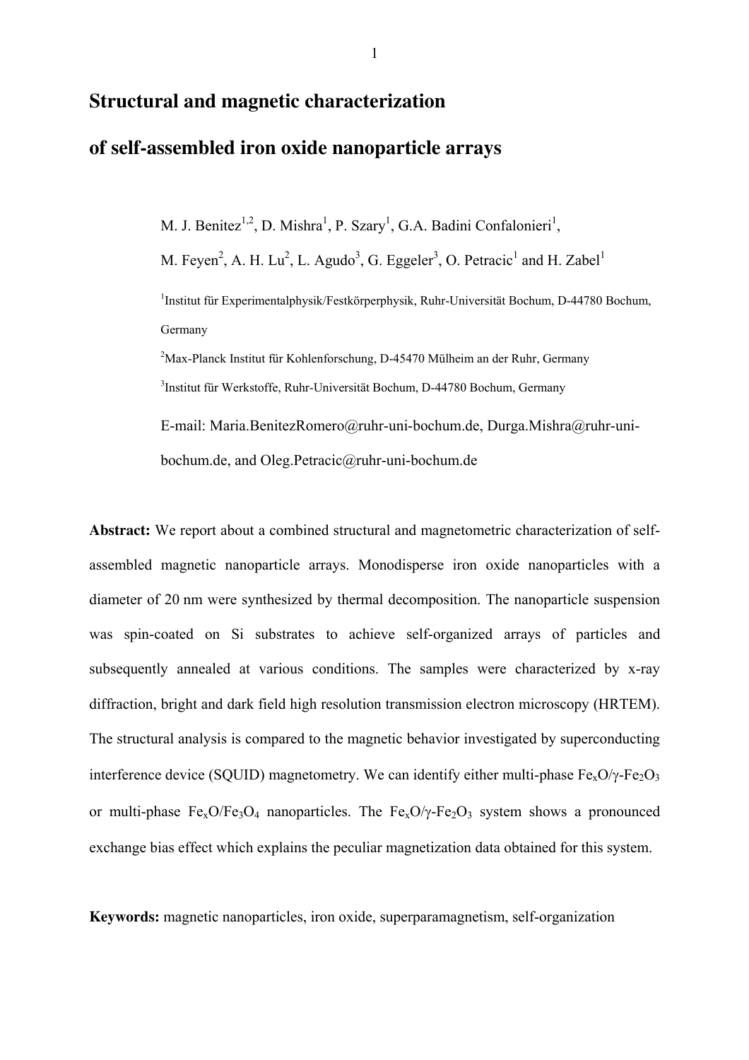# Structural and magnetic characterization of self-assembled iron oxide nanoparticle arrays

M. J. Benitez[1,2], D. Mishra[1], P. Szary[1], G.A. Badini Confalonieri[1], M. Feyen[2], A. H. Lu[2], L. Agudo[3], G. Eggeler[3], O. Petracic[1] and H. Zabel[1]

[1]Institut für Experimentalphysik/Festkörperphysik, Ruhr-Universität Bochum, D-44780 Bochum, Germany

[2]Max-Planck Institut für Kohlenforschung, D-45470 Mülheim an der Ruhr, Germany

[3]Institut für Werkstoffe, Ruhr-Universität Bochum, D-44780 Bochum, Germany

E-mail: Maria.BenitezRomero@ruhr-uni-bochum.de, Durga.Mishra@ruhr-uni-bochum.de, and Oleg.Petracic@ruhr-uni-bochum.de

**Abstract:** We report about a combined structural and magnetometric characterization of self-assembled magnetic nanoparticle arrays. Monodisperse iron oxide nanoparticles with a diameter of 20 nm were synthesized by thermal decomposition. The nanoparticle suspension was spin-coated on Si substrates to achieve self-organized arrays of particles and subsequently annealed at various conditions. The samples were characterized by x-ray diffraction, bright and dark field high resolution transmission electron microscopy (HRTEM). The structural analysis is compared to the magnetic behavior investigated by superconducting interference device (SQUID) magnetometry. We can identify either multi-phase $Fe_xO/\gamma\text{-}Fe_2O_3$ or multi-phase $Fe_xO/Fe_3O_4$ nanoparticles. The $Fe_xO/\gamma\text{-}Fe_2O_3$ system shows a pronounced exchange bias effect which explains the peculiar magnetization data obtained for this system.

**Keywords:** magnetic nanoparticles, iron oxide, superparamagnetism, self-organization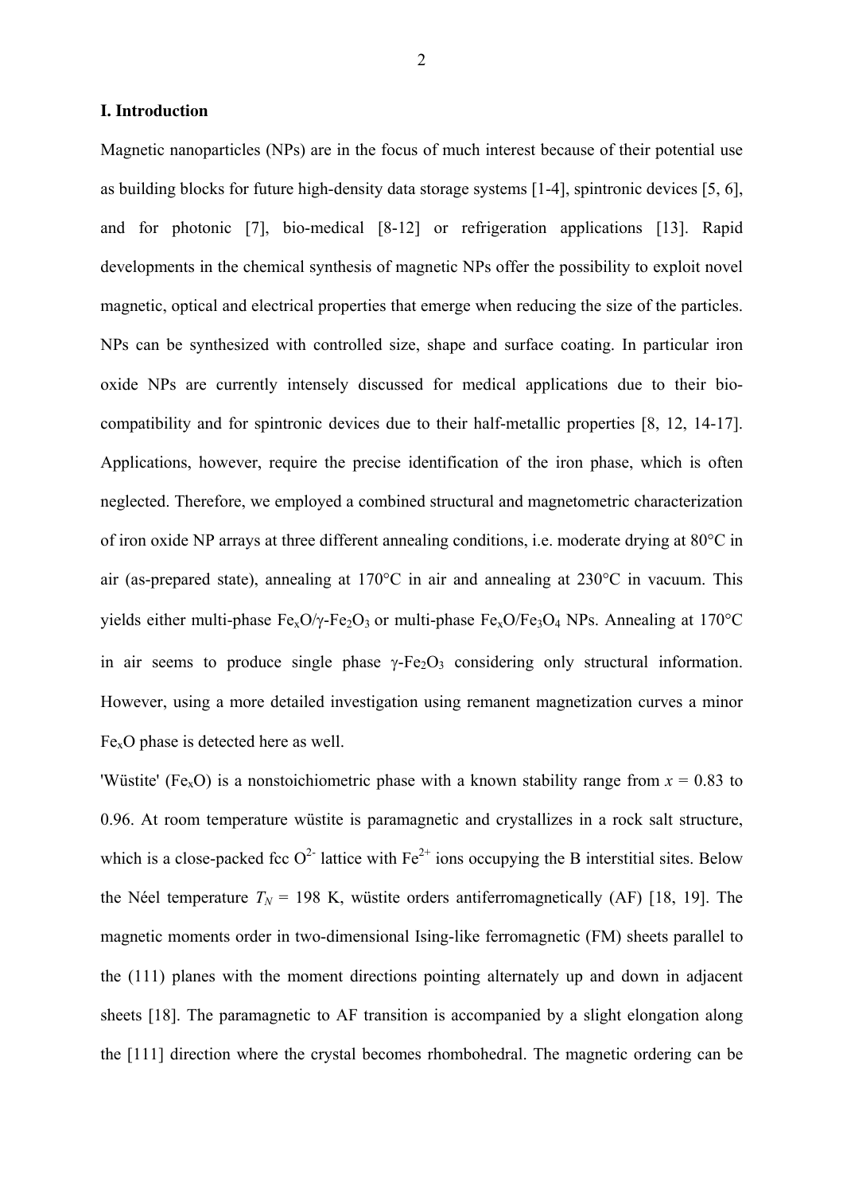## I. Introduction

Magnetic nanoparticles (NPs) are in the focus of much interest because of their potential use as building blocks for future high-density data storage systems [1-4], spintronic devices [5, 6], and for photonic [7], bio-medical [8-12] or refrigeration applications [13]. Rapid developments in the chemical synthesis of magnetic NPs offer the possibility to exploit novel magnetic, optical and electrical properties that emerge when reducing the size of the particles. NPs can be synthesized with controlled size, shape and surface coating. In particular iron oxide NPs are currently intensely discussed for medical applications due to their bio-compatibility and for spintronic devices due to their half-metallic properties [8, 12, 14-17]. Applications, however, require the precise identification of the iron phase, which is often neglected. Therefore, we employed a combined structural and magnetometric characterization of iron oxide NP arrays at three different annealing conditions, i.e. moderate drying at 80°C in air (as-prepared state), annealing at 170°C in air and annealing at 230°C in vacuum. This yields either multi-phase $Fe_xO$/γ-$Fe_2O_3$ or multi-phase $Fe_xO$/$Fe_3O_4$ NPs. Annealing at 170°C in air seems to produce single phase γ-$Fe_2O_3$ considering only structural information. However, using a more detailed investigation using remanent magnetization curves a minor $Fe_xO$ phase is detected here as well.

'Wüstite' ($Fe_xO$) is a nonstoichiometric phase with a known stability range from $x = 0.83$ to 0.96. At room temperature wüstite is paramagnetic and crystallizes in a rock salt structure, which is a close-packed fcc $O^{2-}$ lattice with $Fe^{2+}$ ions occupying the B interstitial sites. Below the Néel temperature $T_N = 198$ K, wüstite orders antiferromagnetically (AF) [18, 19]. The magnetic moments order in two-dimensional Ising-like ferromagnetic (FM) sheets parallel to the (111) planes with the moment directions pointing alternately up and down in adjacent sheets [18]. The paramagnetic to AF transition is accompanied by a slight elongation along the [111] direction where the crystal becomes rhombohedral. The magnetic ordering can be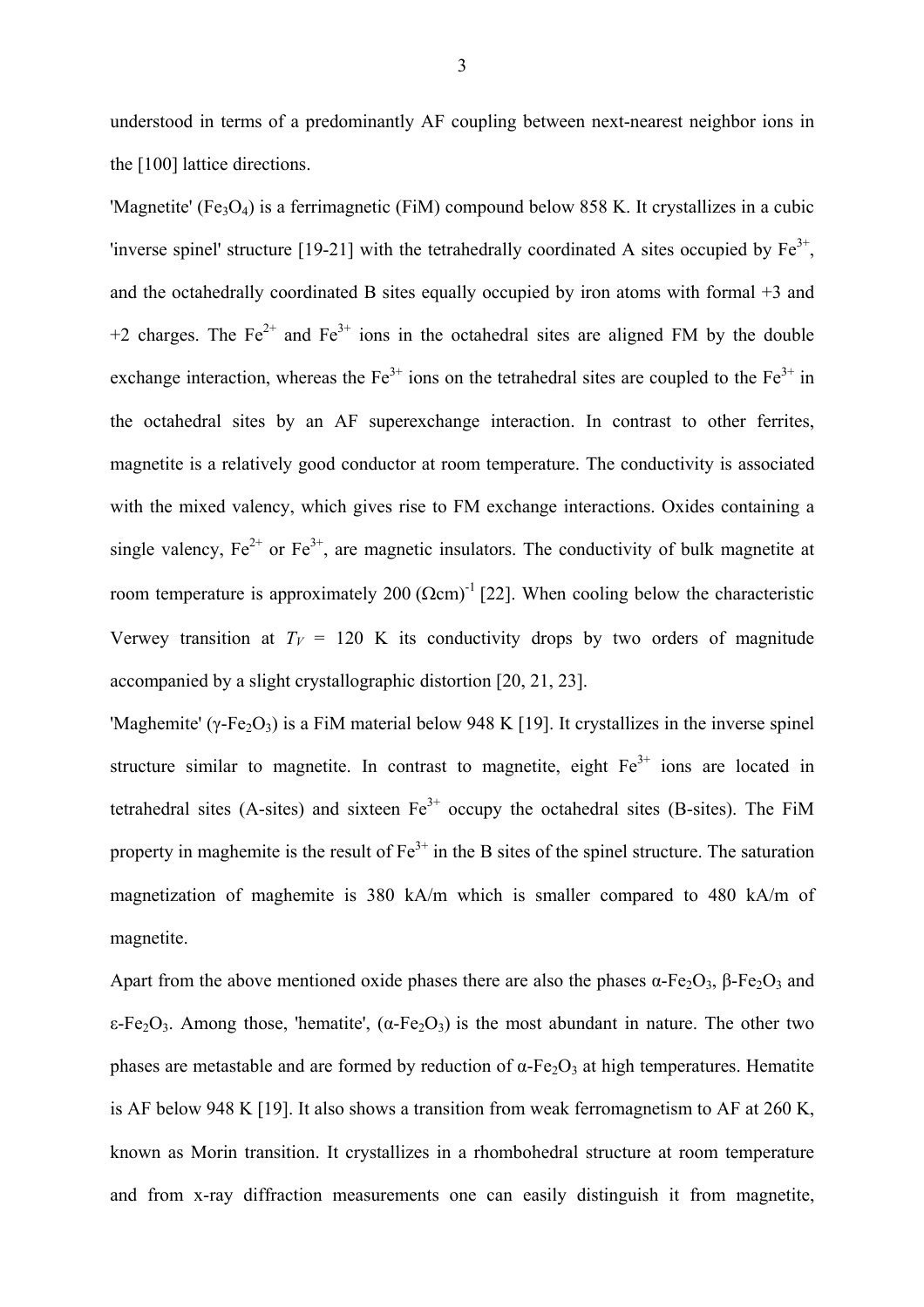understood in terms of a predominantly AF coupling between next-nearest neighbor ions in the [100] lattice directions.

'Magnetite' ($Fe_3O_4$) is a ferrimagnetic (FiM) compound below 858 K. It crystallizes in a cubic 'inverse spinel' structure [19-21] with the tetrahedrally coordinated A sites occupied by $Fe^{3+}$, and the octahedrally coordinated B sites equally occupied by iron atoms with formal +3 and +2 charges. The $Fe^{2+}$ and $Fe^{3+}$ ions in the octahedral sites are aligned FM by the double exchange interaction, whereas the $Fe^{3+}$ ions on the tetrahedral sites are coupled to the $Fe^{3+}$ in the octahedral sites by an AF superexchange interaction. In contrast to other ferrites, magnetite is a relatively good conductor at room temperature. The conductivity is associated with the mixed valency, which gives rise to FM exchange interactions. Oxides containing a single valency, $Fe^{2+}$ or $Fe^{3+}$, are magnetic insulators. The conductivity of bulk magnetite at room temperature is approximately 200 $(\Omega\text{cm})^{-1}$ [22]. When cooling below the characteristic Verwey transition at $T_V$ = 120 K its conductivity drops by two orders of magnitude accompanied by a slight crystallographic distortion [20, 21, 23].

'Maghemite' ($\gamma$-$Fe_2O_3$) is a FiM material below 948 K [19]. It crystallizes in the inverse spinel structure similar to magnetite. In contrast to magnetite, eight $Fe^{3+}$ ions are located in tetrahedral sites (A-sites) and sixteen $Fe^{3+}$ occupy the octahedral sites (B-sites). The FiM property in maghemite is the result of $Fe^{3+}$ in the B sites of the spinel structure. The saturation magnetization of maghemite is 380 kA/m which is smaller compared to 480 kA/m of magnetite.

Apart from the above mentioned oxide phases there are also the phases $\alpha$-$Fe_2O_3$, $\beta$-$Fe_2O_3$ and $\varepsilon$-$Fe_2O_3$. Among those, 'hematite', ($\alpha$-$Fe_2O_3$) is the most abundant in nature. The other two phases are metastable and are formed by reduction of $\alpha$-$Fe_2O_3$ at high temperatures. Hematite is AF below 948 K [19]. It also shows a transition from weak ferromagnetism to AF at 260 K, known as Morin transition. It crystallizes in a rhombohedral structure at room temperature and from x-ray diffraction measurements one can easily distinguish it from magnetite,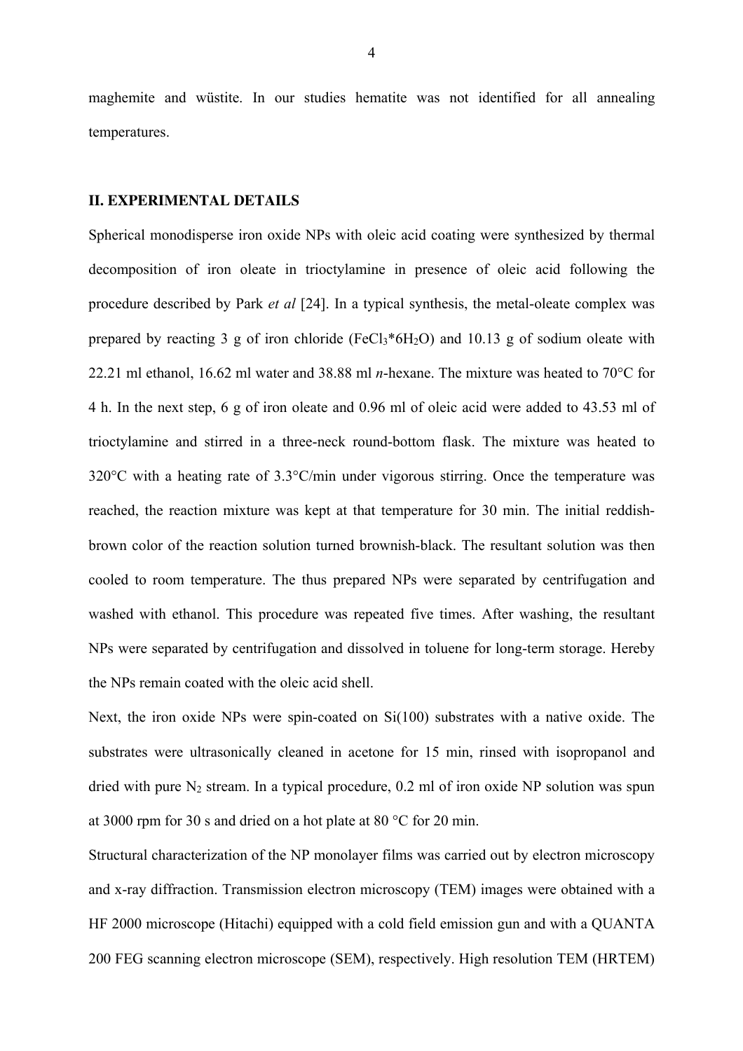maghemite and wüstite. In our studies hematite was not identified for all annealing temperatures.

## II. EXPERIMENTAL DETAILS

Spherical monodisperse iron oxide NPs with oleic acid coating were synthesized by thermal decomposition of iron oleate in trioctylamine in presence of oleic acid following the procedure described by Park *et al* [24]. In a typical synthesis, the metal-oleate complex was prepared by reacting 3 g of iron chloride ($FeCl_3*6H_2O$) and 10.13 g of sodium oleate with 22.21 ml ethanol, 16.62 ml water and 38.88 ml *n*-hexane. The mixture was heated to 70°C for 4 h. In the next step, 6 g of iron oleate and 0.96 ml of oleic acid were added to 43.53 ml of trioctylamine and stirred in a three-neck round-bottom flask. The mixture was heated to 320°C with a heating rate of 3.3°C/min under vigorous stirring. Once the temperature was reached, the reaction mixture was kept at that temperature for 30 min. The initial reddish-brown color of the reaction solution turned brownish-black. The resultant solution was then cooled to room temperature. The thus prepared NPs were separated by centrifugation and washed with ethanol. This procedure was repeated five times. After washing, the resultant NPs were separated by centrifugation and dissolved in toluene for long-term storage. Hereby the NPs remain coated with the oleic acid shell.

Next, the iron oxide NPs were spin-coated on Si(100) substrates with a native oxide. The substrates were ultrasonically cleaned in acetone for 15 min, rinsed with isopropanol and dried with pure $N_2$ stream. In a typical procedure, 0.2 ml of iron oxide NP solution was spun at 3000 rpm for 30 s and dried on a hot plate at 80 °C for 20 min.

Structural characterization of the NP monolayer films was carried out by electron microscopy and x-ray diffraction. Transmission electron microscopy (TEM) images were obtained with a HF 2000 microscope (Hitachi) equipped with a cold field emission gun and with a QUANTA 200 FEG scanning electron microscope (SEM), respectively. High resolution TEM (HRTEM)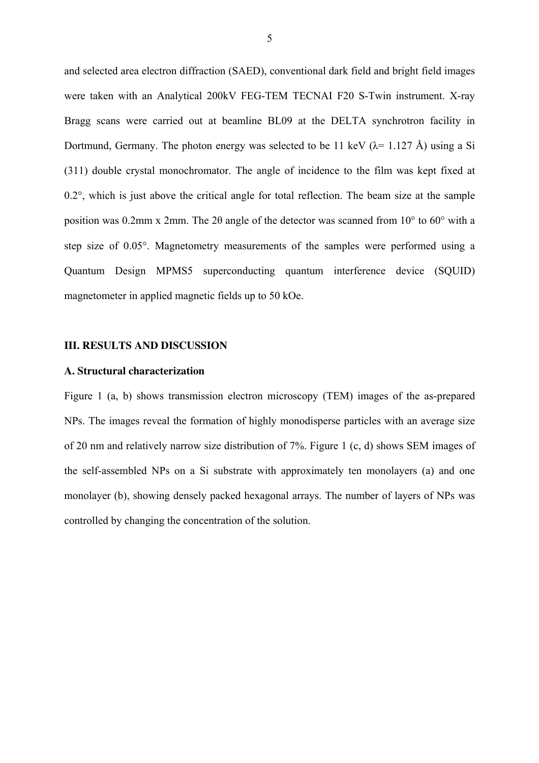and selected area electron diffraction (SAED), conventional dark field and bright field images were taken with an Analytical 200kV FEG-TEM TECNAI F20 S-Twin instrument. X-ray Bragg scans were carried out at beamline BL09 at the DELTA synchrotron facility in Dortmund, Germany. The photon energy was selected to be 11 keV ($\lambda$= 1.127 Å) using a Si (311) double crystal monochromator. The angle of incidence to the film was kept fixed at 0.2°, which is just above the critical angle for total reflection. The beam size at the sample position was 0.2mm x 2mm. The 2$\theta$ angle of the detector was scanned from 10° to 60° with a step size of 0.05°. Magnetometry measurements of the samples were performed using a Quantum Design MPMS5 superconducting quantum interference device (SQUID) magnetometer in applied magnetic fields up to 50 kOe.

## III. RESULTS AND DISCUSSION

### A. Structural characterization

Figure 1 (a, b) shows transmission electron microscopy (TEM) images of the as-prepared NPs. The images reveal the formation of highly monodisperse particles with an average size of 20 nm and relatively narrow size distribution of 7%. Figure 1 (c, d) shows SEM images of the self-assembled NPs on a Si substrate with approximately ten monolayers (a) and one monolayer (b), showing densely packed hexagonal arrays. The number of layers of NPs was controlled by changing the concentration of the solution.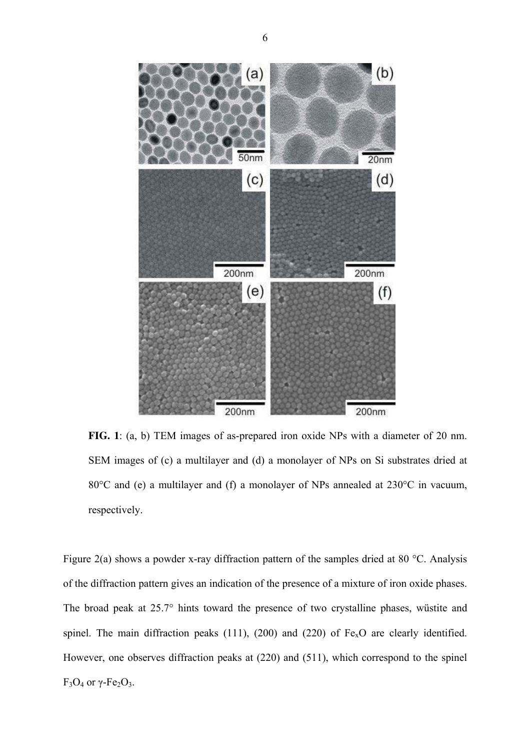**FIG. 1**: (a, b) TEM images of as-prepared iron oxide NPs with a diameter of 20 nm. SEM images of (c) a multilayer and (d) a monolayer of NPs on Si substrates dried at 80°C and (e) a multilayer and (f) a monolayer of NPs annealed at 230°C in vacuum, respectively.

Figure 2(a) shows a powder x-ray diffraction pattern of the samples dried at 80 °C. Analysis of the diffraction pattern gives an indication of the presence of a mixture of iron oxide phases. The broad peak at 25.7° hints toward the presence of two crystalline phases, wüstite and spinel. The main diffraction peaks (111), (200) and (220) of $Fe_xO$ are clearly identified. However, one observes diffraction peaks at (220) and (511), which correspond to the spinel $F_3O_4$ or $\gamma$-$Fe_2O_3$.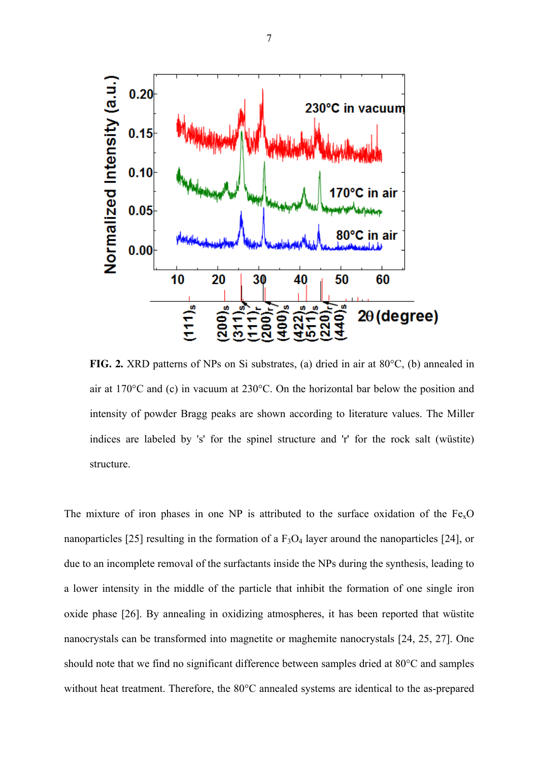**FIG. 2.** XRD patterns of NPs on Si substrates, (a) dried in air at 80°C, (b) annealed in air at 170°C and (c) in vacuum at 230°C. On the horizontal bar below the position and intensity of powder Bragg peaks are shown according to literature values. The Miller indices are labeled by 's' for the spinel structure and 'r' for the rock salt (wüstite) structure.

The mixture of iron phases in one NP is attributed to the surface oxidation of the $Fe_xO$ nanoparticles [25] resulting in the formation of a $F_3O_4$ layer around the nanoparticles [24], or due to an incomplete removal of the surfactants inside the NPs during the synthesis, leading to a lower intensity in the middle of the particle that inhibit the formation of one single iron oxide phase [26]. By annealing in oxidizing atmospheres, it has been reported that wüstite nanocrystals can be transformed into magnetite or maghemite nanocrystals [24, 25, 27]. One should note that we find no significant difference between samples dried at 80°C and samples without heat treatment. Therefore, the 80°C annealed systems are identical to the as-prepared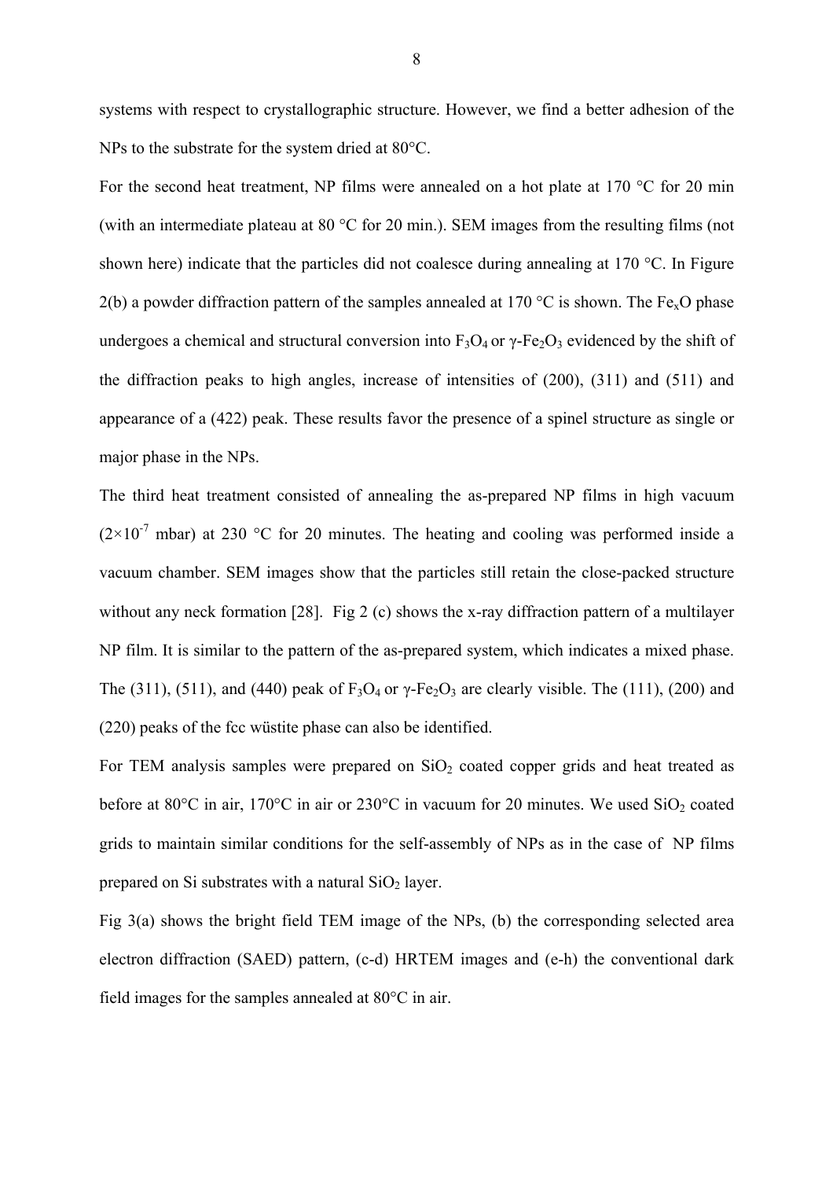systems with respect to crystallographic structure. However, we find a better adhesion of the NPs to the substrate for the system dried at 80°C.

For the second heat treatment, NP films were annealed on a hot plate at 170 °C for 20 min (with an intermediate plateau at 80 °C for 20 min.). SEM images from the resulting films (not shown here) indicate that the particles did not coalesce during annealing at 170 °C. In Figure 2(b) a powder diffraction pattern of the samples annealed at 170 °C is shown. The $Fe_xO$ phase undergoes a chemical and structural conversion into $F_3O_4$ or $\gamma$-$Fe_2O_3$ evidenced by the shift of the diffraction peaks to high angles, increase of intensities of (200), (311) and (511) and appearance of a (422) peak. These results favor the presence of a spinel structure as single or major phase in the NPs.

The third heat treatment consisted of annealing the as-prepared NP films in high vacuum ($2\times10^{-7}$ mbar) at 230 °C for 20 minutes. The heating and cooling was performed inside a vacuum chamber. SEM images show that the particles still retain the close-packed structure without any neck formation [28]. Fig 2 (c) shows the x-ray diffraction pattern of a multilayer NP film. It is similar to the pattern of the as-prepared system, which indicates a mixed phase. The (311), (511), and (440) peak of $F_3O_4$ or $\gamma$-$Fe_2O_3$ are clearly visible. The (111), (200) and (220) peaks of the fcc wüstite phase can also be identified.

For TEM analysis samples were prepared on $SiO_2$ coated copper grids and heat treated as before at 80°C in air, 170°C in air or 230°C in vacuum for 20 minutes. We used $SiO_2$ coated grids to maintain similar conditions for the self-assembly of NPs as in the case of NP films prepared on Si substrates with a natural $SiO_2$ layer.

Fig 3(a) shows the bright field TEM image of the NPs, (b) the corresponding selected area electron diffraction (SAED) pattern, (c-d) HRTEM images and (e-h) the conventional dark field images for the samples annealed at 80°C in air.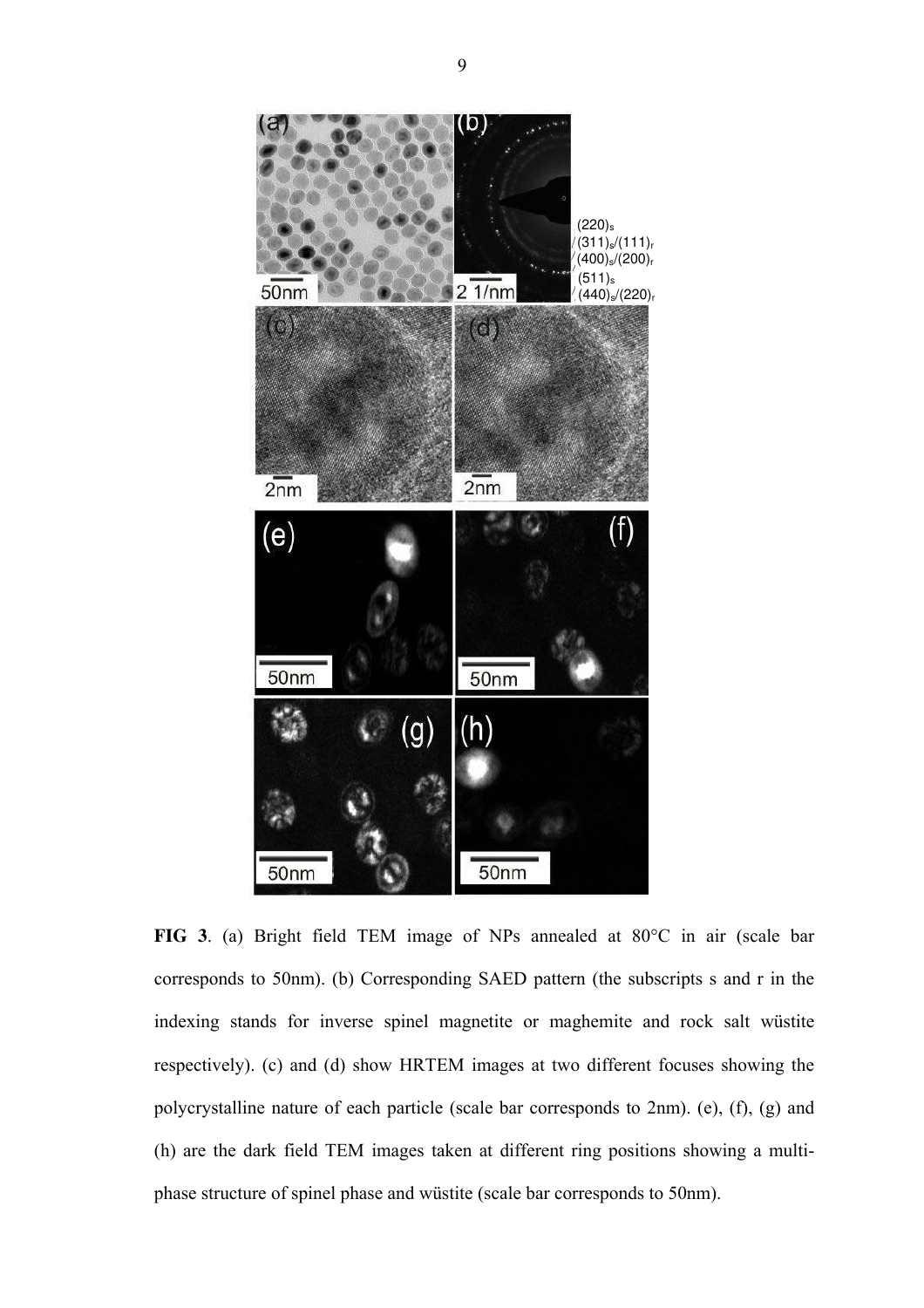**FIG 3**. (a) Bright field TEM image of NPs annealed at 80°C in air (scale bar corresponds to 50nm). (b) Corresponding SAED pattern (the subscripts s and r in the indexing stands for inverse spinel magnetite or maghemite and rock salt wüstite respectively). (c) and (d) show HRTEM images at two different focuses showing the polycrystalline nature of each particle (scale bar corresponds to 2nm). (e), (f), (g) and (h) are the dark field TEM images taken at different ring positions showing a multi-phase structure of spinel phase and wüstite (scale bar corresponds to 50nm).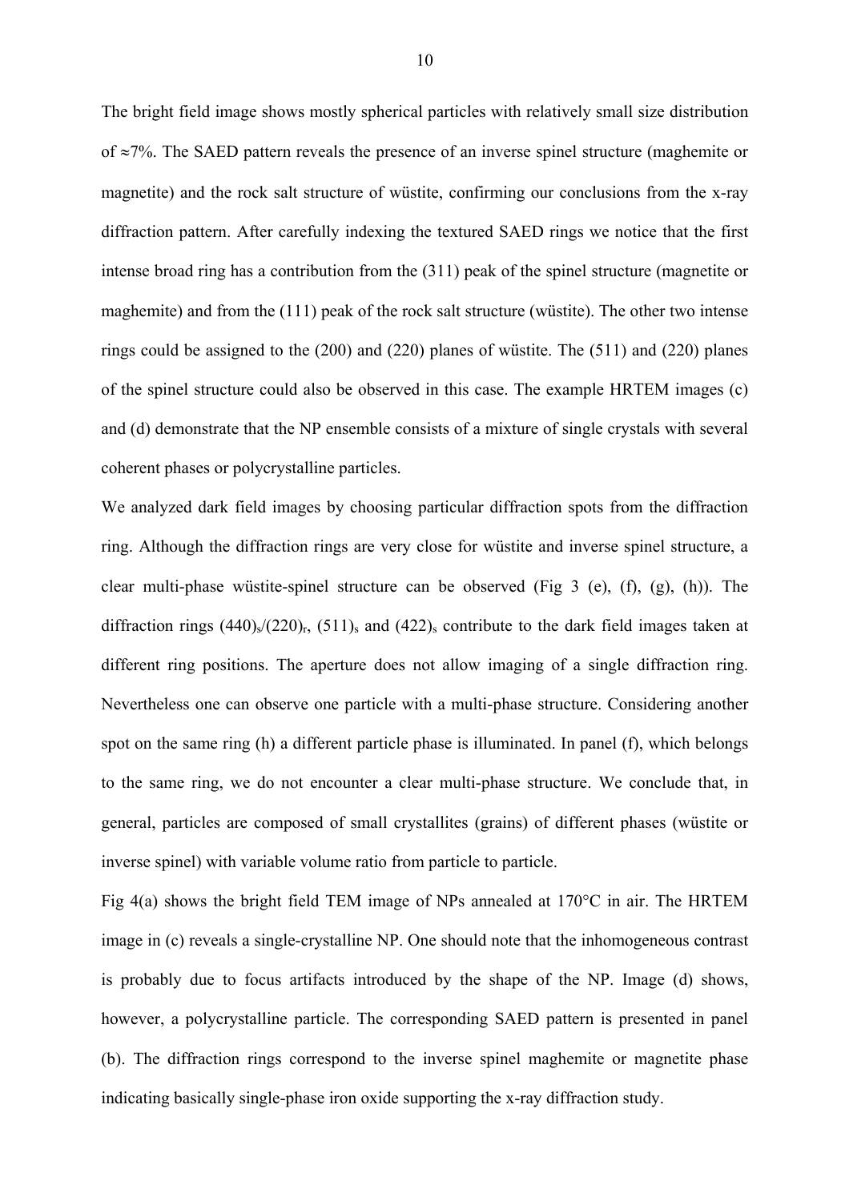The bright field image shows mostly spherical particles with relatively small size distribution of ≈7%. The SAED pattern reveals the presence of an inverse spinel structure (maghemite or magnetite) and the rock salt structure of wüstite, confirming our conclusions from the x-ray diffraction pattern. After carefully indexing the textured SAED rings we notice that the first intense broad ring has a contribution from the (311) peak of the spinel structure (magnetite or maghemite) and from the (111) peak of the rock salt structure (wüstite). The other two intense rings could be assigned to the (200) and (220) planes of wüstite. The (511) and (220) planes of the spinel structure could also be observed in this case. The example HRTEM images (c) and (d) demonstrate that the NP ensemble consists of a mixture of single crystals with several coherent phases or polycrystalline particles.

We analyzed dark field images by choosing particular diffraction spots from the diffraction ring. Although the diffraction rings are very close for wüstite and inverse spinel structure, a clear multi-phase wüstite-spinel structure can be observed (Fig 3 (e), (f), (g), (h)). The diffraction rings $(440)_s/(220)_r$, $(511)_s$ and $(422)_s$ contribute to the dark field images taken at different ring positions. The aperture does not allow imaging of a single diffraction ring. Nevertheless one can observe one particle with a multi-phase structure. Considering another spot on the same ring (h) a different particle phase is illuminated. In panel (f), which belongs to the same ring, we do not encounter a clear multi-phase structure. We conclude that, in general, particles are composed of small crystallites (grains) of different phases (wüstite or inverse spinel) with variable volume ratio from particle to particle.

Fig 4(a) shows the bright field TEM image of NPs annealed at 170°C in air. The HRTEM image in (c) reveals a single-crystalline NP. One should note that the inhomogeneous contrast is probably due to focus artifacts introduced by the shape of the NP. Image (d) shows, however, a polycrystalline particle. The corresponding SAED pattern is presented in panel (b). The diffraction rings correspond to the inverse spinel maghemite or magnetite phase indicating basically single-phase iron oxide supporting the x-ray diffraction study.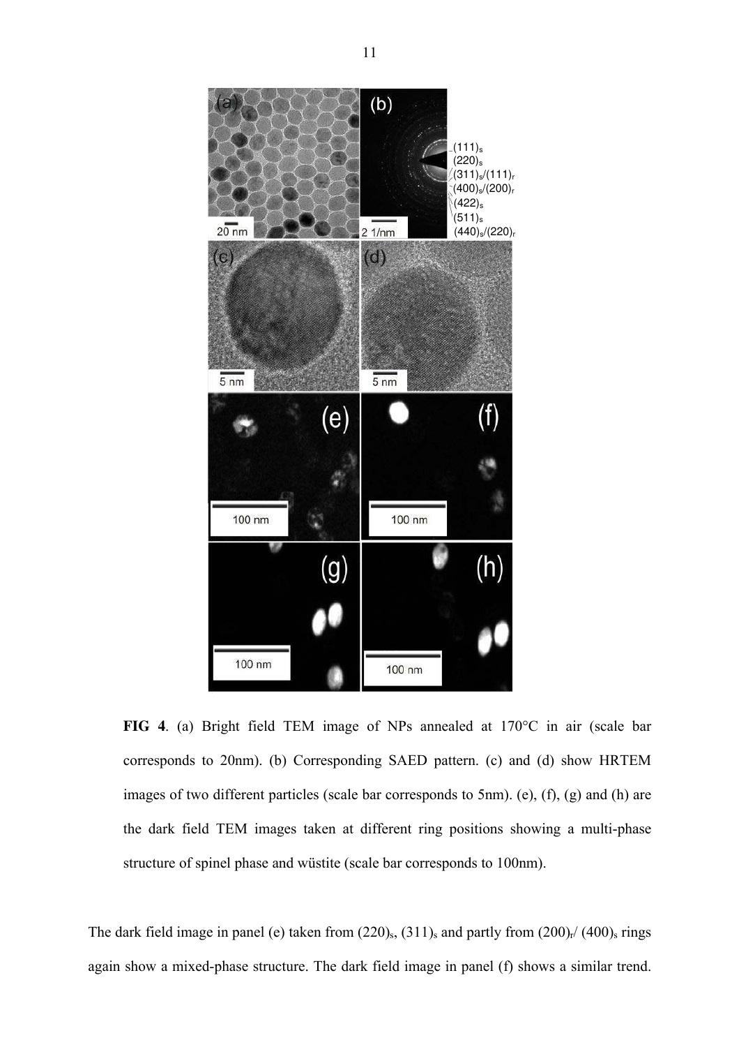**FIG 4**. (a) Bright field TEM image of NPs annealed at 170°C in air (scale bar corresponds to 20nm). (b) Corresponding SAED pattern. (c) and (d) show HRTEM images of two different particles (scale bar corresponds to 5nm). (e), (f), (g) and (h) are the dark field TEM images taken at different ring positions showing a multi-phase structure of spinel phase and wüstite (scale bar corresponds to 100nm).

The dark field image in panel (e) taken from $(220)_s$, $(311)_s$ and partly from $(200)_r$/ $(400)_s$ rings again show a mixed-phase structure. The dark field image in panel (f) shows a similar trend.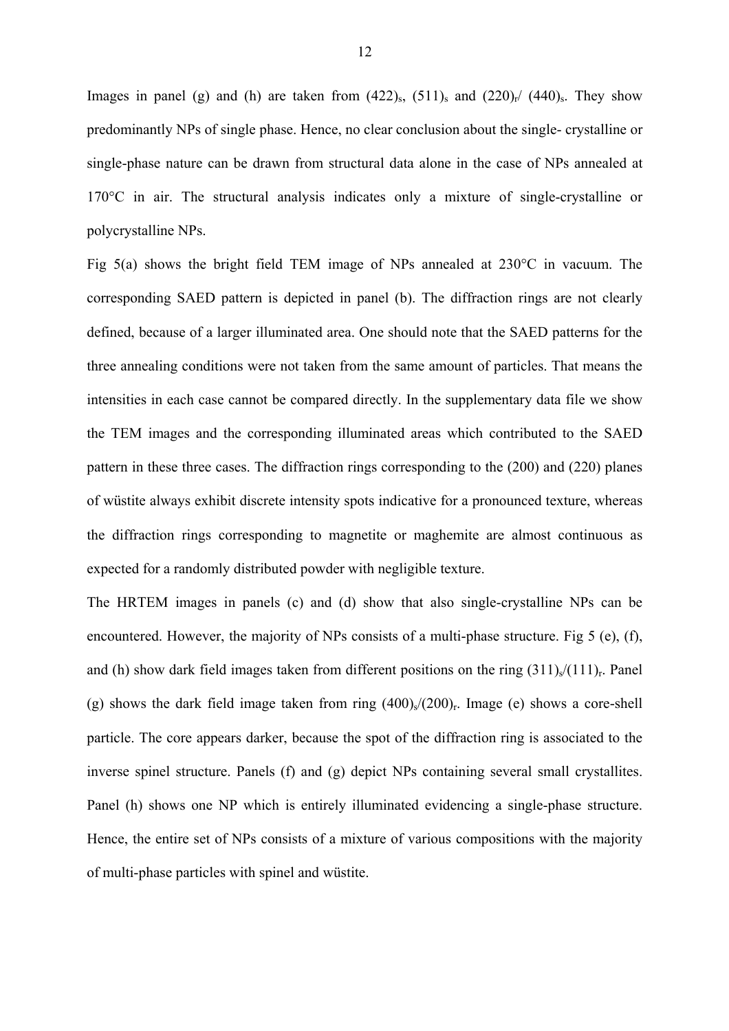Images in panel (g) and (h) are taken from $(422)_s$, $(511)_s$ and $(220)_r$/ $(440)_s$. They show predominantly NPs of single phase. Hence, no clear conclusion about the single- crystalline or single-phase nature can be drawn from structural data alone in the case of NPs annealed at 170°C in air. The structural analysis indicates only a mixture of single-crystalline or polycrystalline NPs.

Fig 5(a) shows the bright field TEM image of NPs annealed at 230°C in vacuum. The corresponding SAED pattern is depicted in panel (b). The diffraction rings are not clearly defined, because of a larger illuminated area. One should note that the SAED patterns for the three annealing conditions were not taken from the same amount of particles. That means the intensities in each case cannot be compared directly. In the supplementary data file we show the TEM images and the corresponding illuminated areas which contributed to the SAED pattern in these three cases. The diffraction rings corresponding to the (200) and (220) planes of wüstite always exhibit discrete intensity spots indicative for a pronounced texture, whereas the diffraction rings corresponding to magnetite or maghemite are almost continuous as expected for a randomly distributed powder with negligible texture.

The HRTEM images in panels (c) and (d) show that also single-crystalline NPs can be encountered. However, the majority of NPs consists of a multi-phase structure. Fig 5 (e), (f), and (h) show dark field images taken from different positions on the ring $(311)_s/(111)_r$. Panel (g) shows the dark field image taken from ring $(400)_s/(200)_r$. Image (e) shows a core-shell particle. The core appears darker, because the spot of the diffraction ring is associated to the inverse spinel structure. Panels (f) and (g) depict NPs containing several small crystallites. Panel (h) shows one NP which is entirely illuminated evidencing a single-phase structure. Hence, the entire set of NPs consists of a mixture of various compositions with the majority of multi-phase particles with spinel and wüstite.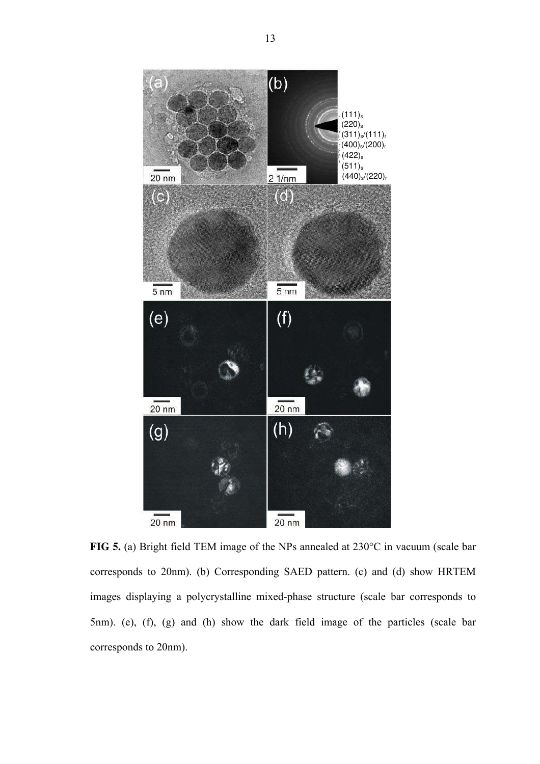**FIG 5.** (a) Bright field TEM image of the NPs annealed at 230°C in vacuum (scale bar corresponds to 20nm). (b) Corresponding SAED pattern. (c) and (d) show HRTEM images displaying a polycrystalline mixed-phase structure (scale bar corresponds to 5nm). (e), (f), (g) and (h) show the dark field image of the particles (scale bar corresponds to 20nm).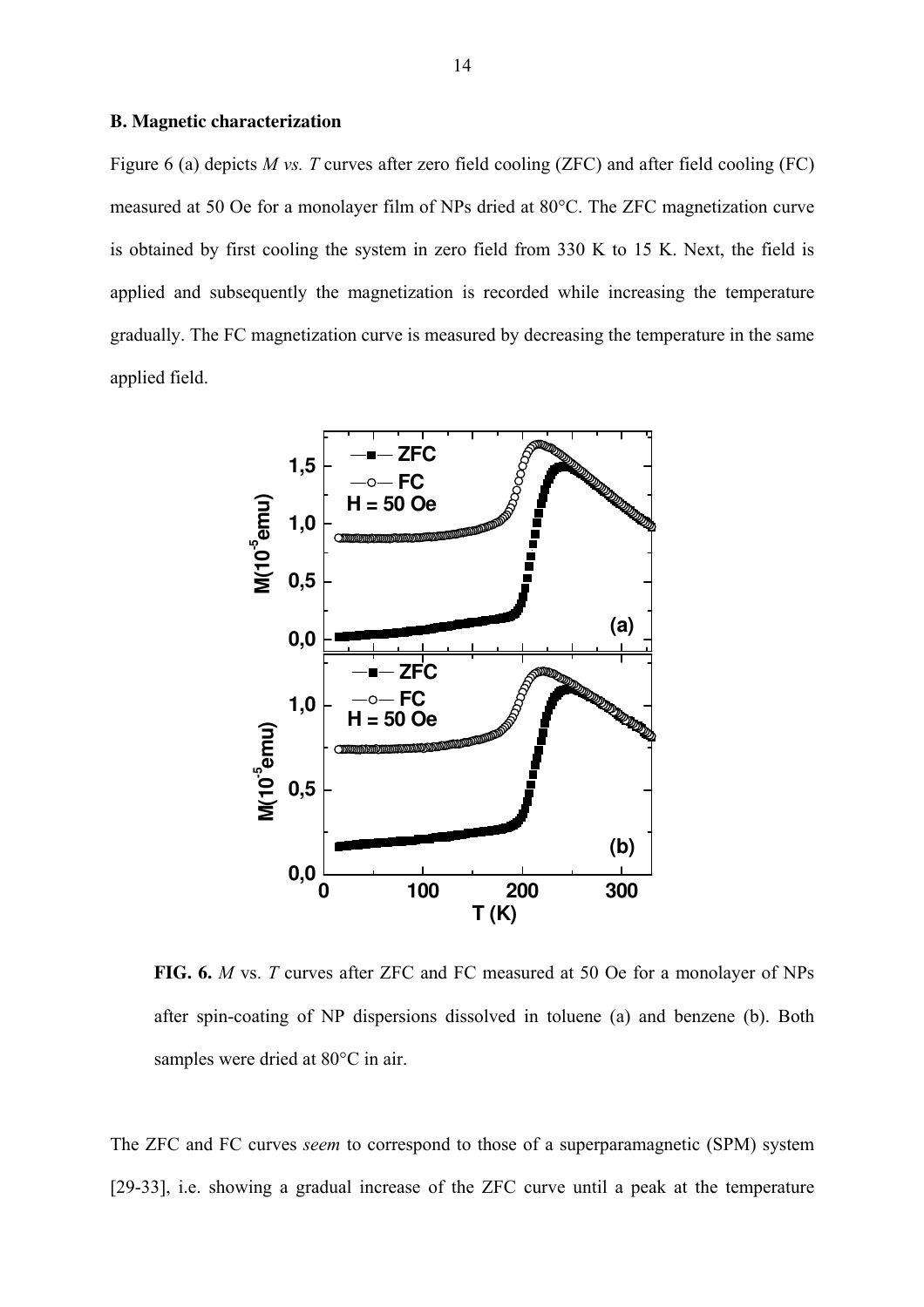### B. Magnetic characterization

Figure 6 (a) depicts *M vs. T* curves after zero field cooling (ZFC) and after field cooling (FC) measured at 50 Oe for a monolayer film of NPs dried at 80°C. The ZFC magnetization curve is obtained by first cooling the system in zero field from 330 K to 15 K. Next, the field is applied and subsequently the magnetization is recorded while increasing the temperature gradually. The FC magnetization curve is measured by decreasing the temperature in the same applied field.

**FIG. 6.** *M* vs. *T* curves after ZFC and FC measured at 50 Oe for a monolayer of NPs after spin-coating of NP dispersions dissolved in toluene (a) and benzene (b). Both samples were dried at 80°C in air.

The ZFC and FC curves *seem* to correspond to those of a superparamagnetic (SPM) system [29-33], i.e. showing a gradual increase of the ZFC curve until a peak at the temperature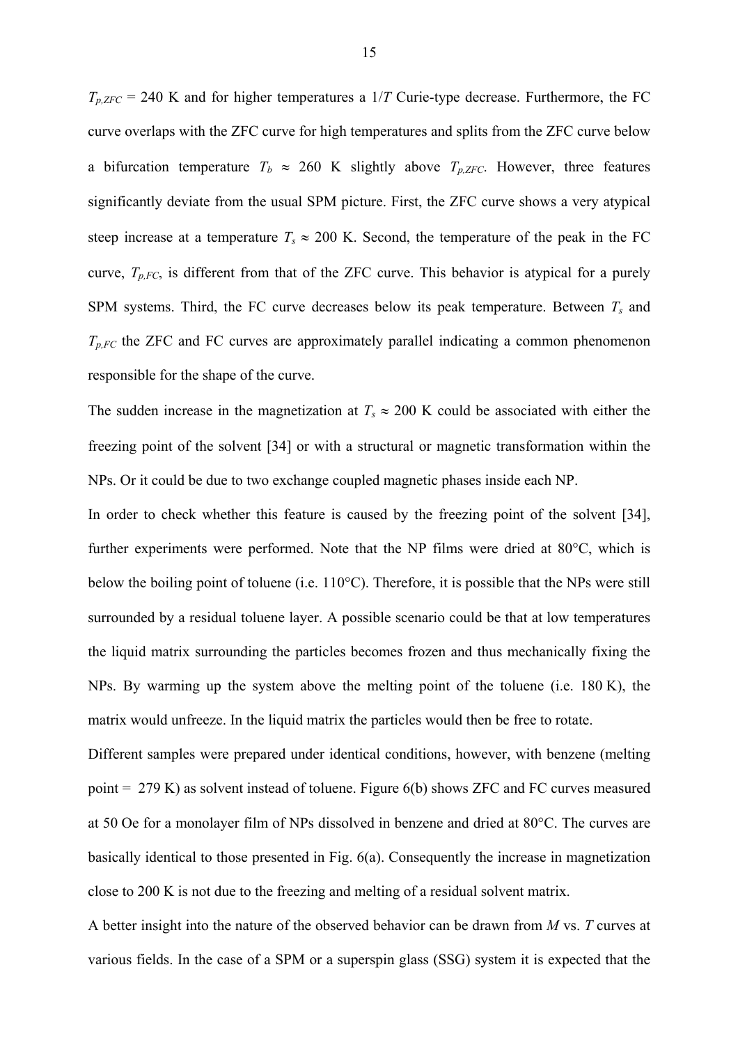$T_{p,ZFC}$ = 240 K and for higher temperatures a $1/T$ Curie-type decrease. Furthermore, the FC curve overlaps with the ZFC curve for high temperatures and splits from the ZFC curve below a bifurcation temperature $T_b \approx 260$ K slightly above $T_{p,ZFC}$. However, three features significantly deviate from the usual SPM picture. First, the ZFC curve shows a very atypical steep increase at a temperature $T_s \approx 200$ K. Second, the temperature of the peak in the FC curve, $T_{p,FC}$, is different from that of the ZFC curve. This behavior is atypical for a purely SPM systems. Third, the FC curve decreases below its peak temperature. Between $T_s$ and $T_{p,FC}$ the ZFC and FC curves are approximately parallel indicating a common phenomenon responsible for the shape of the curve.

The sudden increase in the magnetization at $T_s \approx 200$ K could be associated with either the freezing point of the solvent [34] or with a structural or magnetic transformation within the NPs. Or it could be due to two exchange coupled magnetic phases inside each NP.

In order to check whether this feature is caused by the freezing point of the solvent [34], further experiments were performed. Note that the NP films were dried at 80°C, which is below the boiling point of toluene (i.e. 110°C). Therefore, it is possible that the NPs were still surrounded by a residual toluene layer. A possible scenario could be that at low temperatures the liquid matrix surrounding the particles becomes frozen and thus mechanically fixing the NPs. By warming up the system above the melting point of the toluene (i.e. 180 K), the matrix would unfreeze. In the liquid matrix the particles would then be free to rotate.

Different samples were prepared under identical conditions, however, with benzene (melting point = 279 K) as solvent instead of toluene. Figure 6(b) shows ZFC and FC curves measured at 50 Oe for a monolayer film of NPs dissolved in benzene and dried at 80°C. The curves are basically identical to those presented in Fig. 6(a). Consequently the increase in magnetization close to 200 K is not due to the freezing and melting of a residual solvent matrix.

A better insight into the nature of the observed behavior can be drawn from $M$ vs. $T$ curves at various fields. In the case of a SPM or a superspin glass (SSG) system it is expected that the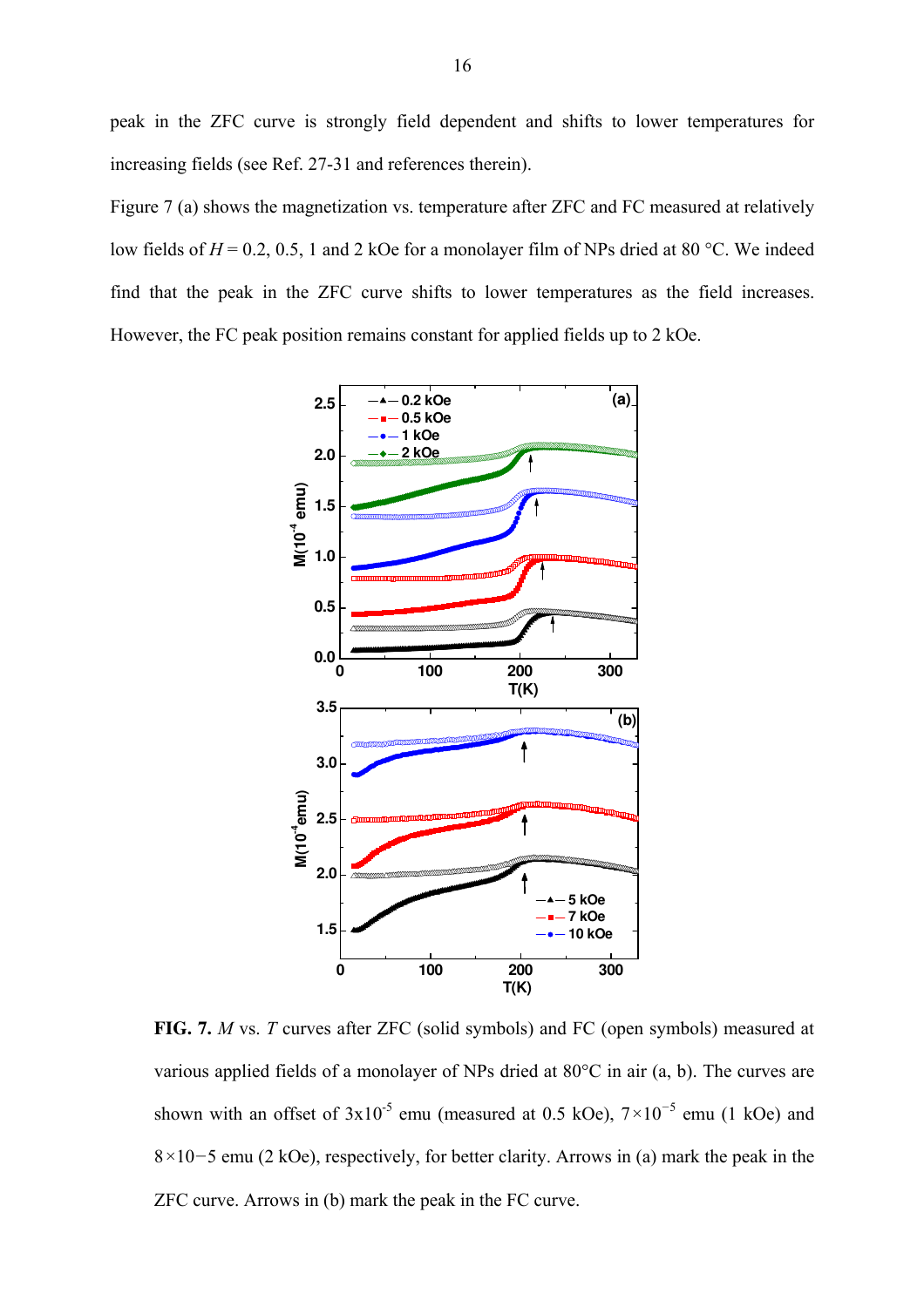peak in the ZFC curve is strongly field dependent and shifts to lower temperatures for increasing fields (see Ref. 27-31 and references therein).

Figure 7 (a) shows the magnetization vs. temperature after ZFC and FC measured at relatively low fields of $H = 0.2$, 0.5, 1 and 2 kOe for a monolayer film of NPs dried at 80 °C. We indeed find that the peak in the ZFC curve shifts to lower temperatures as the field increases. However, the FC peak position remains constant for applied fields up to 2 kOe.

**FIG. 7.** *M* vs. *T* curves after ZFC (solid symbols) and FC (open symbols) measured at various applied fields of a monolayer of NPs dried at 80°C in air (a, b). The curves are shown with an offset of $3 \times 10^{-5}$ emu (measured at 0.5 kOe), $7 \times 10^{-5}$ emu (1 kOe) and $8 \times 10{-5}$ emu (2 kOe), respectively, for better clarity. Arrows in (a) mark the peak in the ZFC curve. Arrows in (b) mark the peak in the FC curve.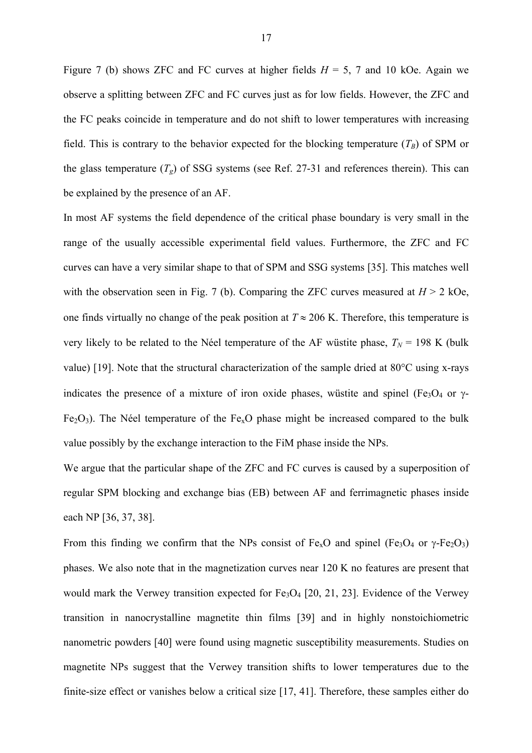Figure 7 (b) shows ZFC and FC curves at higher fields $H$ = 5, 7 and 10 kOe. Again we observe a splitting between ZFC and FC curves just as for low fields. However, the ZFC and the FC peaks coincide in temperature and do not shift to lower temperatures with increasing field. This is contrary to the behavior expected for the blocking temperature ($T_B$) of SPM or the glass temperature ($T_g$) of SSG systems (see Ref. 27-31 and references therein). This can be explained by the presence of an AF.

In most AF systems the field dependence of the critical phase boundary is very small in the range of the usually accessible experimental field values. Furthermore, the ZFC and FC curves can have a very similar shape to that of SPM and SSG systems [35]. This matches well with the observation seen in Fig. 7 (b). Comparing the ZFC curves measured at $H$ > 2 kOe, one finds virtually no change of the peak position at $T \approx 206$ K. Therefore, this temperature is very likely to be related to the Néel temperature of the AF wüstite phase, $T_N$ = 198 K (bulk value) [19]. Note that the structural characterization of the sample dried at 80°C using x-rays indicates the presence of a mixture of iron oxide phases, wüstite and spinel ($Fe_3O_4$ or $\gamma$-$Fe_2O_3$). The Néel temperature of the $Fe_xO$ phase might be increased compared to the bulk value possibly by the exchange interaction to the FiM phase inside the NPs.

We argue that the particular shape of the ZFC and FC curves is caused by a superposition of regular SPM blocking and exchange bias (EB) between AF and ferrimagnetic phases inside each NP [36, 37, 38].

From this finding we confirm that the NPs consist of $Fe_xO$ and spinel ($Fe_3O_4$ or $\gamma$-$Fe_2O_3$) phases. We also note that in the magnetization curves near 120 K no features are present that would mark the Verwey transition expected for $Fe_3O_4$ [20, 21, 23]. Evidence of the Verwey transition in nanocrystalline magnetite thin films [39] and in highly nonstoichiometric nanometric powders [40] were found using magnetic susceptibility measurements. Studies on magnetite NPs suggest that the Verwey transition shifts to lower temperatures due to the finite-size effect or vanishes below a critical size [17, 41]. Therefore, these samples either do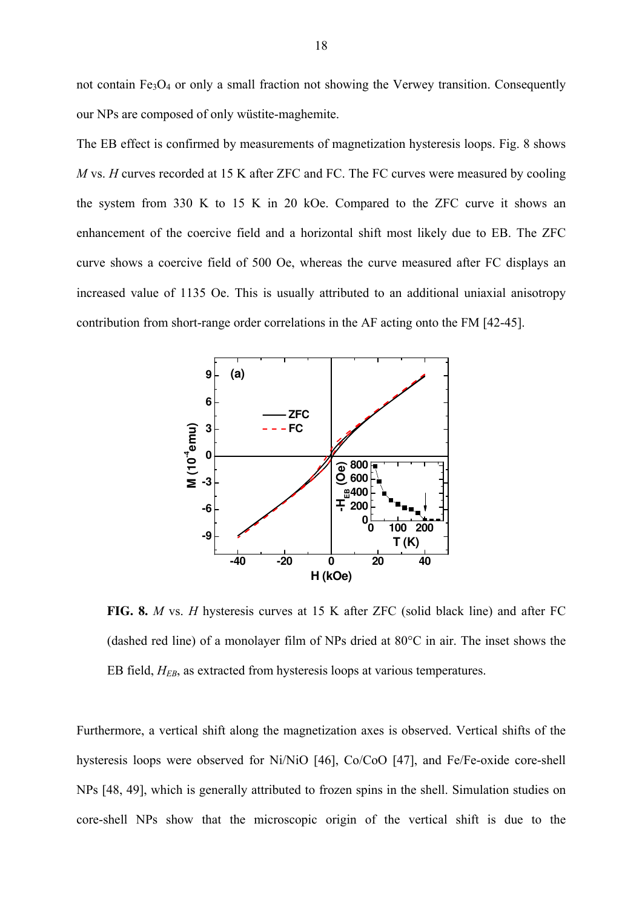not contain $Fe_3O_4$ or only a small fraction not showing the Verwey transition. Consequently our NPs are composed of only wüstite-maghemite.

The EB effect is confirmed by measurements of magnetization hysteresis loops. Fig. 8 shows *M* vs. *H* curves recorded at 15 K after ZFC and FC. The FC curves were measured by cooling the system from 330 K to 15 K in 20 kOe. Compared to the ZFC curve it shows an enhancement of the coercive field and a horizontal shift most likely due to EB. The ZFC curve shows a coercive field of 500 Oe, whereas the curve measured after FC displays an increased value of 1135 Oe. This is usually attributed to an additional uniaxial anisotropy contribution from short-range order correlations in the AF acting onto the FM [42-45].

**FIG. 8.** *M* vs. *H* hysteresis curves at 15 K after ZFC (solid black line) and after FC (dashed red line) of a monolayer film of NPs dried at 80°C in air. The inset shows the EB field, $H_{EB}$, as extracted from hysteresis loops at various temperatures.

Furthermore, a vertical shift along the magnetization axes is observed. Vertical shifts of the hysteresis loops were observed for Ni/NiO [46], Co/CoO [47], and Fe/Fe-oxide core-shell NPs [48, 49], which is generally attributed to frozen spins in the shell. Simulation studies on core-shell NPs show that the microscopic origin of the vertical shift is due to the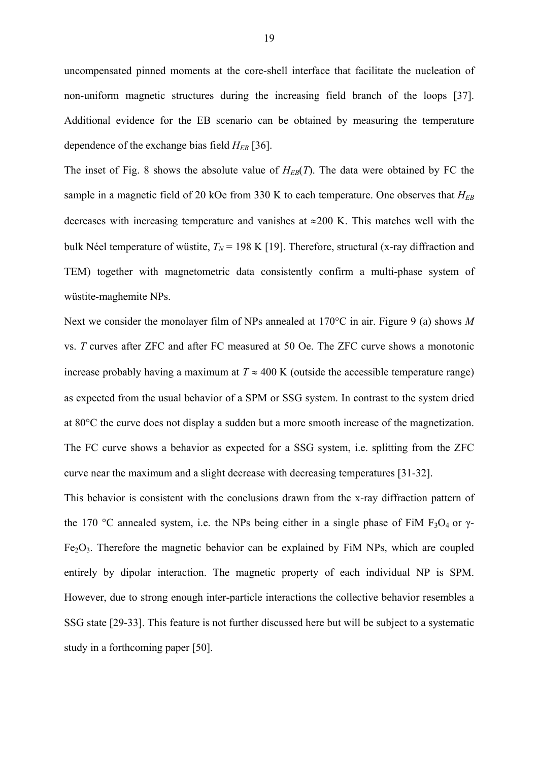uncompensated pinned moments at the core-shell interface that facilitate the nucleation of non-uniform magnetic structures during the increasing field branch of the loops [37]. Additional evidence for the EB scenario can be obtained by measuring the temperature dependence of the exchange bias field $H_{EB}$ [36].

The inset of Fig. 8 shows the absolute value of $H_{EB}(T)$. The data were obtained by FC the sample in a magnetic field of 20 kOe from 330 K to each temperature. One observes that $H_{EB}$ decreases with increasing temperature and vanishes at ≈200 K. This matches well with the bulk Néel temperature of wüstite, $T_N$ = 198 K [19]. Therefore, structural (x-ray diffraction and TEM) together with magnetometric data consistently confirm a multi-phase system of wüstite-maghemite NPs.

Next we consider the monolayer film of NPs annealed at 170°C in air. Figure 9 (a) shows *M* vs. *T* curves after ZFC and after FC measured at 50 Oe. The ZFC curve shows a monotonic increase probably having a maximum at $T \approx 400$ K (outside the accessible temperature range) as expected from the usual behavior of a SPM or SSG system. In contrast to the system dried at 80°C the curve does not display a sudden but a more smooth increase of the magnetization. The FC curve shows a behavior as expected for a SSG system, i.e. splitting from the ZFC curve near the maximum and a slight decrease with decreasing temperatures [31-32].

This behavior is consistent with the conclusions drawn from the x-ray diffraction pattern of the 170 °C annealed system, i.e. the NPs being either in a single phase of FiM $F_3O_4$ or γ-$Fe_2O_3$. Therefore the magnetic behavior can be explained by FiM NPs, which are coupled entirely by dipolar interaction. The magnetic property of each individual NP is SPM. However, due to strong enough inter-particle interactions the collective behavior resembles a SSG state [29-33]. This feature is not further discussed here but will be subject to a systematic study in a forthcoming paper [50].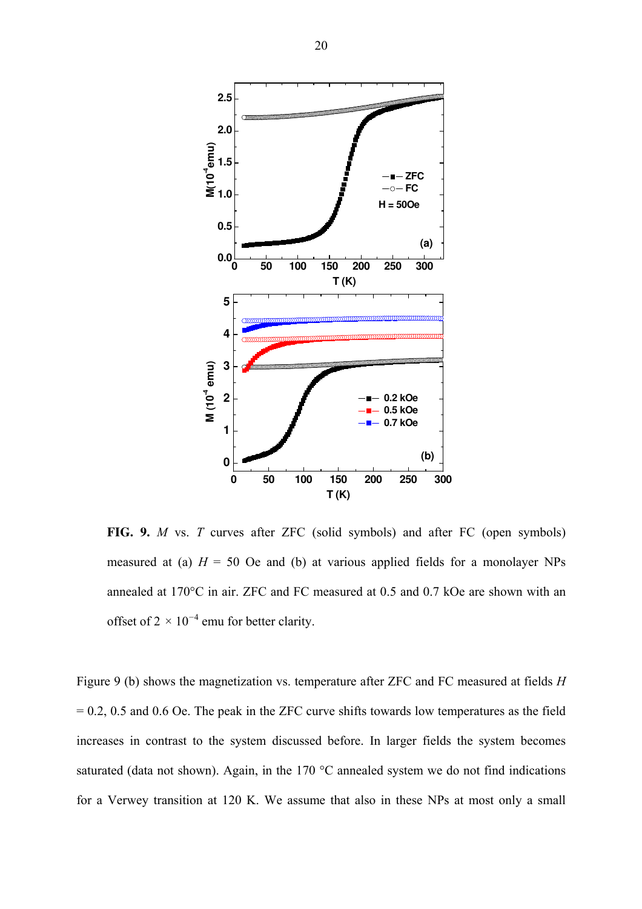**FIG. 9.** *M* vs. *T* curves after ZFC (solid symbols) and after FC (open symbols) measured at (a) $H$ = 50 Oe and (b) at various applied fields for a monolayer NPs annealed at 170°C in air. ZFC and FC measured at 0.5 and 0.7 kOe are shown with an offset of $2 \times 10^{-4}$ emu for better clarity.

Figure 9 (b) shows the magnetization vs. temperature after ZFC and FC measured at fields $H$ = 0.2, 0.5 and 0.6 Oe. The peak in the ZFC curve shifts towards low temperatures as the field increases in contrast to the system discussed before. In larger fields the system becomes saturated (data not shown). Again, in the 170 °C annealed system we do not find indications for a Verwey transition at 120 K. We assume that also in these NPs at most only a small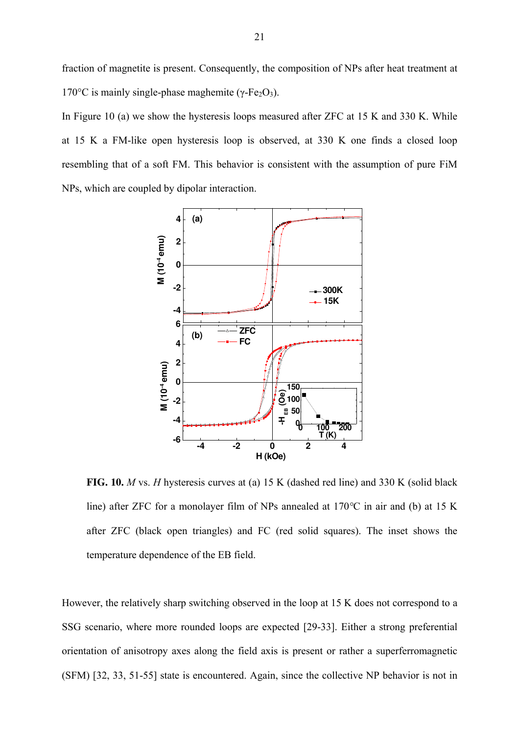fraction of magnetite is present. Consequently, the composition of NPs after heat treatment at 170°C is mainly single-phase maghemite ($\gamma$-$Fe_2O_3$).

In Figure 10 (a) we show the hysteresis loops measured after ZFC at 15 K and 330 K. While at 15 K a FM-like open hysteresis loop is observed, at 330 K one finds a closed loop resembling that of a soft FM. This behavior is consistent with the assumption of pure FiM NPs, which are coupled by dipolar interaction.

**FIG. 10.** *M* vs. *H* hysteresis curves at (a) 15 K (dashed red line) and 330 K (solid black line) after ZFC for a monolayer film of NPs annealed at 170°C in air and (b) at 15 K after ZFC (black open triangles) and FC (red solid squares). The inset shows the temperature dependence of the EB field.

However, the relatively sharp switching observed in the loop at 15 K does not correspond to a SSG scenario, where more rounded loops are expected [29-33]. Either a strong preferential orientation of anisotropy axes along the field axis is present or rather a superferromagnetic (SFM) [32, 33, 51-55] state is encountered. Again, since the collective NP behavior is not in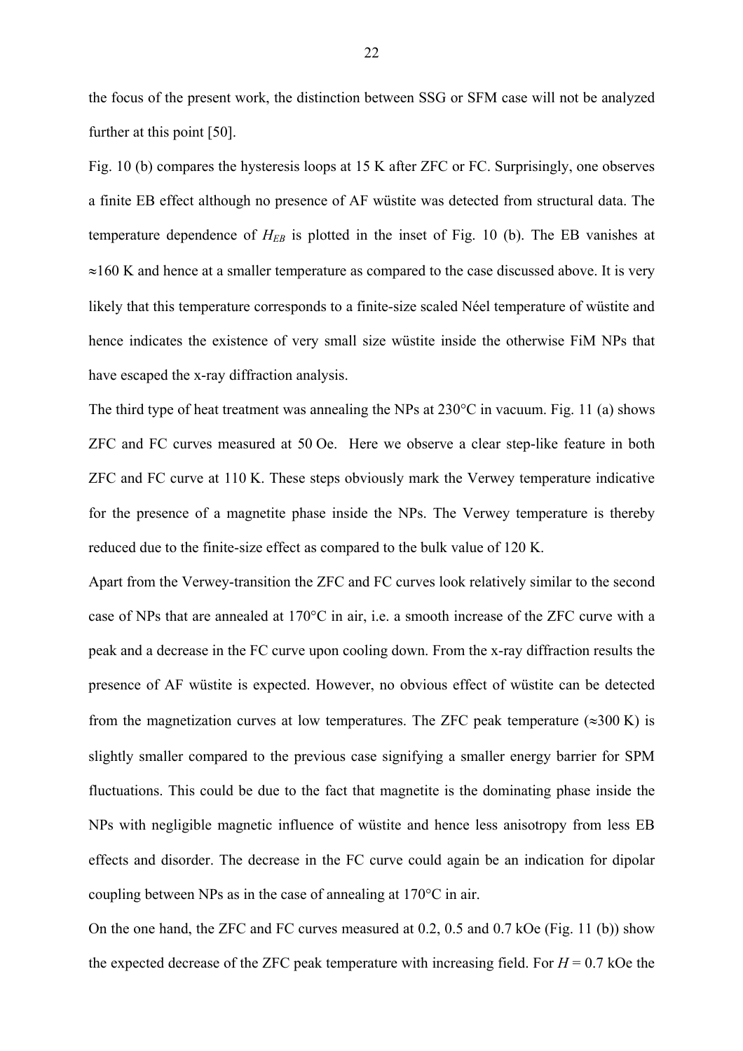the focus of the present work, the distinction between SSG or SFM case will not be analyzed further at this point [50].

Fig. 10 (b) compares the hysteresis loops at 15 K after ZFC or FC. Surprisingly, one observes a finite EB effect although no presence of AF wüstite was detected from structural data. The temperature dependence of $H_{EB}$ is plotted in the inset of Fig. 10 (b). The EB vanishes at ≈160 K and hence at a smaller temperature as compared to the case discussed above. It is very likely that this temperature corresponds to a finite-size scaled Néel temperature of wüstite and hence indicates the existence of very small size wüstite inside the otherwise FiM NPs that have escaped the x-ray diffraction analysis.

The third type of heat treatment was annealing the NPs at 230°C in vacuum. Fig. 11 (a) shows ZFC and FC curves measured at 50 Oe. Here we observe a clear step-like feature in both ZFC and FC curve at 110 K. These steps obviously mark the Verwey temperature indicative for the presence of a magnetite phase inside the NPs. The Verwey temperature is thereby reduced due to the finite-size effect as compared to the bulk value of 120 K.

Apart from the Verwey-transition the ZFC and FC curves look relatively similar to the second case of NPs that are annealed at 170°C in air, i.e. a smooth increase of the ZFC curve with a peak and a decrease in the FC curve upon cooling down. From the x-ray diffraction results the presence of AF wüstite is expected. However, no obvious effect of wüstite can be detected from the magnetization curves at low temperatures. The ZFC peak temperature (≈300 K) is slightly smaller compared to the previous case signifying a smaller energy barrier for SPM fluctuations. This could be due to the fact that magnetite is the dominating phase inside the NPs with negligible magnetic influence of wüstite and hence less anisotropy from less EB effects and disorder. The decrease in the FC curve could again be an indication for dipolar coupling between NPs as in the case of annealing at 170°C in air.

On the one hand, the ZFC and FC curves measured at 0.2, 0.5 and 0.7 kOe (Fig. 11 (b)) show the expected decrease of the ZFC peak temperature with increasing field. For $H$ = 0.7 kOe the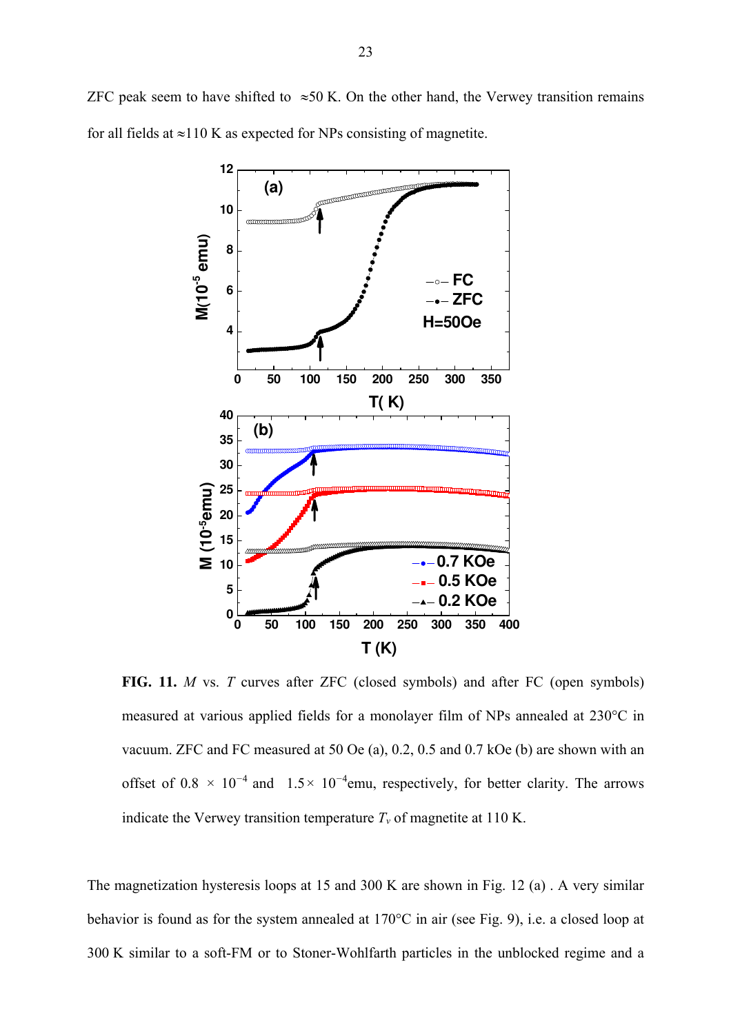ZFC peak seem to have shifted to ≈50 K. On the other hand, the Verwey transition remains for all fields at ≈110 K as expected for NPs consisting of magnetite.

**FIG. 11.** $M$ vs. $T$ curves after ZFC (closed symbols) and after FC (open symbols) measured at various applied fields for a monolayer film of NPs annealed at 230°C in vacuum. ZFC and FC measured at 50 Oe (a), 0.2, 0.5 and 0.7 kOe (b) are shown with an offset of $0.8 \times 10^{-4}$ and $1.5 \times 10^{-4}$emu, respectively, for better clarity. The arrows indicate the Verwey transition temperature $T_v$ of magnetite at 110 K.

The magnetization hysteresis loops at 15 and 300 K are shown in Fig. 12 (a) . A very similar behavior is found as for the system annealed at 170°C in air (see Fig. 9), i.e. a closed loop at 300 K similar to a soft-FM or to Stoner-Wohlfarth particles in the unblocked regime and a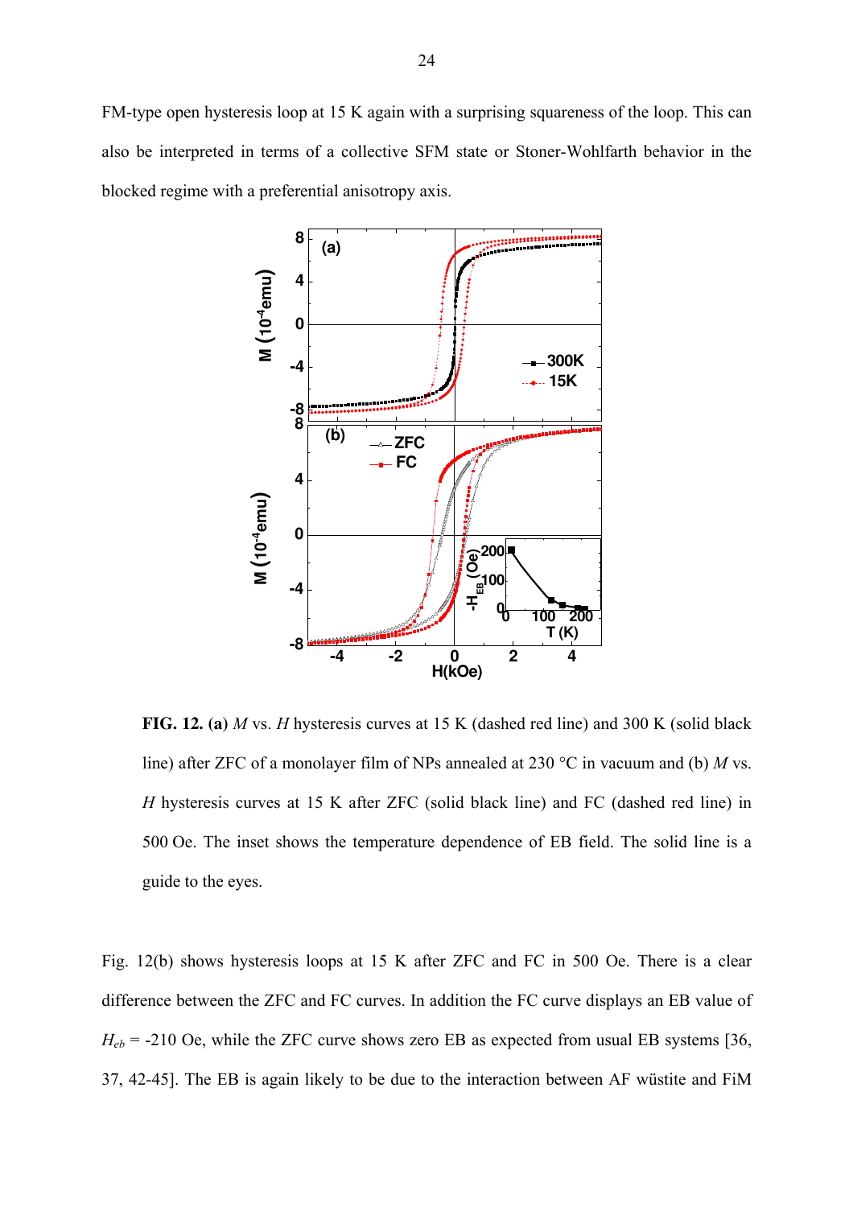FM-type open hysteresis loop at 15 K again with a surprising squareness of the loop. This can also be interpreted in terms of a collective SFM state or Stoner-Wohlfarth behavior in the blocked regime with a preferential anisotropy axis.

**FIG. 12. (a)** $M$ vs. $H$ hysteresis curves at 15 K (dashed red line) and 300 K (solid black line) after ZFC of a monolayer film of NPs annealed at 230 °C in vacuum and (b) $M$ vs. $H$ hysteresis curves at 15 K after ZFC (solid black line) and FC (dashed red line) in 500 Oe. The inset shows the temperature dependence of EB field. The solid line is a guide to the eyes.

Fig. 12(b) shows hysteresis loops at 15 K after ZFC and FC in 500 Oe. There is a clear difference between the ZFC and FC curves. In addition the FC curve displays an EB value of $H_{eb}$ = -210 Oe, while the ZFC curve shows zero EB as expected from usual EB systems [36, 37, 42-45]. The EB is again likely to be due to the interaction between AF wüstite and FiM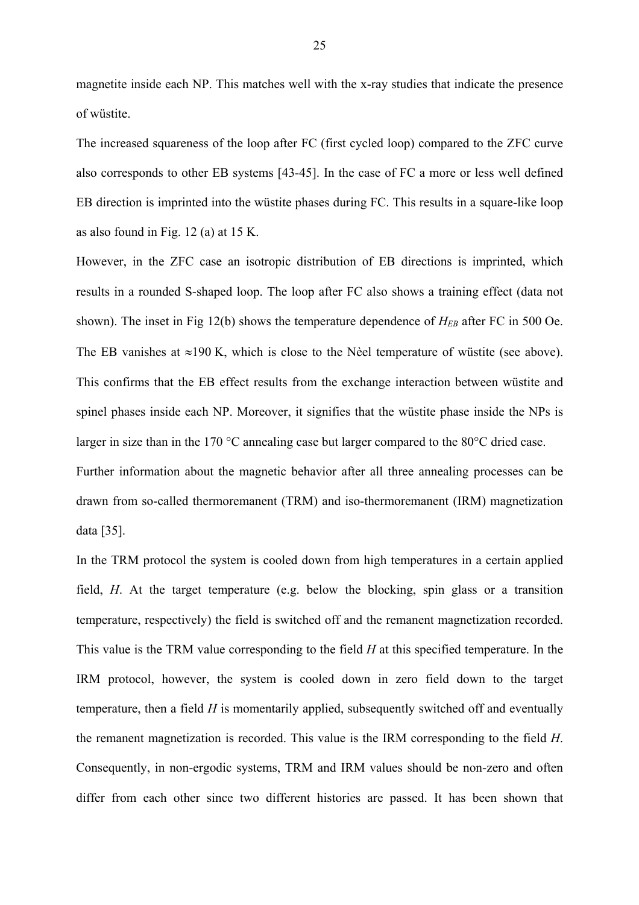magnetite inside each NP. This matches well with the x-ray studies that indicate the presence of wüstite.

The increased squareness of the loop after FC (first cycled loop) compared to the ZFC curve also corresponds to other EB systems [43-45]. In the case of FC a more or less well defined EB direction is imprinted into the wüstite phases during FC. This results in a square-like loop as also found in Fig. 12 (a) at 15 K.

However, in the ZFC case an isotropic distribution of EB directions is imprinted, which results in a rounded S-shaped loop. The loop after FC also shows a training effect (data not shown). The inset in Fig 12(b) shows the temperature dependence of $H_{EB}$ after FC in 500 Oe. The EB vanishes at ≈190 K, which is close to the Nèel temperature of wüstite (see above). This confirms that the EB effect results from the exchange interaction between wüstite and spinel phases inside each NP. Moreover, it signifies that the wüstite phase inside the NPs is larger in size than in the 170 °C annealing case but larger compared to the 80°C dried case.

Further information about the magnetic behavior after all three annealing processes can be drawn from so-called thermoremanent (TRM) and iso-thermoremanent (IRM) magnetization data [35].

In the TRM protocol the system is cooled down from high temperatures in a certain applied field, $H$. At the target temperature (e.g. below the blocking, spin glass or a transition temperature, respectively) the field is switched off and the remanent magnetization recorded. This value is the TRM value corresponding to the field $H$ at this specified temperature. In the IRM protocol, however, the system is cooled down in zero field down to the target temperature, then a field $H$ is momentarily applied, subsequently switched off and eventually the remanent magnetization is recorded. This value is the IRM corresponding to the field $H$. Consequently, in non-ergodic systems, TRM and IRM values should be non-zero and often differ from each other since two different histories are passed. It has been shown that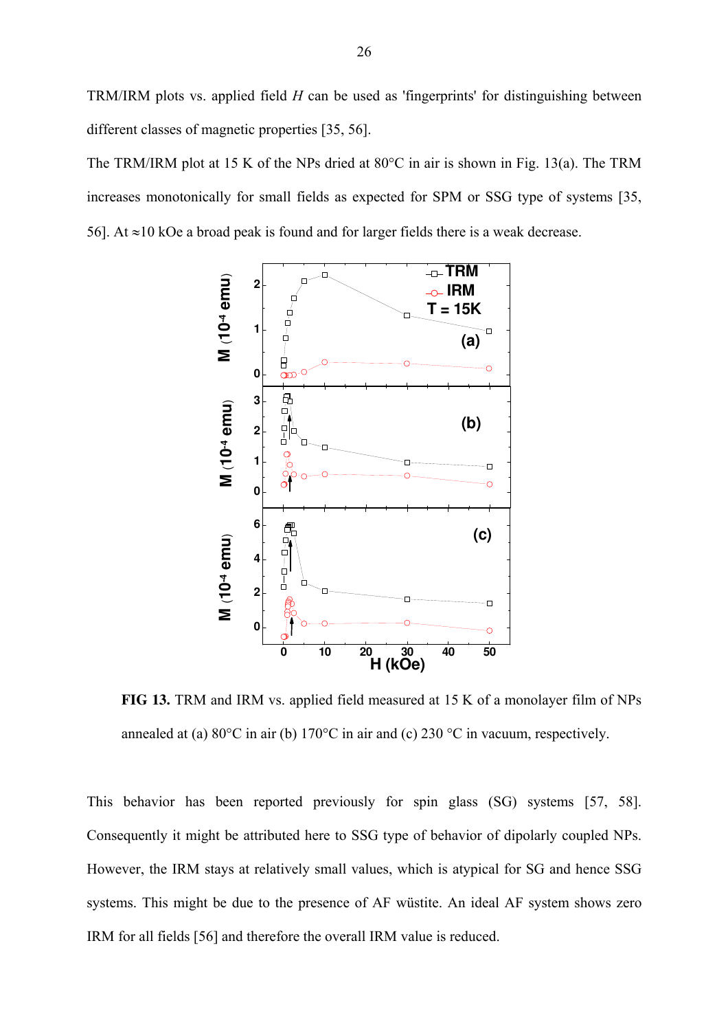TRM/IRM plots vs. applied field *H* can be used as 'fingerprints' for distinguishing between different classes of magnetic properties [35, 56].

The TRM/IRM plot at 15 K of the NPs dried at 80°C in air is shown in Fig. 13(a). The TRM increases monotonically for small fields as expected for SPM or SSG type of systems [35, 56]. At ≈10 kOe a broad peak is found and for larger fields there is a weak decrease.

**FIG 13.** TRM and IRM vs. applied field measured at 15 K of a monolayer film of NPs annealed at (a) 80°C in air (b) 170°C in air and (c) 230 °C in vacuum, respectively.

This behavior has been reported previously for spin glass (SG) systems [57, 58]. Consequently it might be attributed here to SSG type of behavior of dipolarly coupled NPs. However, the IRM stays at relatively small values, which is atypical for SG and hence SSG systems. This might be due to the presence of AF wüstite. An ideal AF system shows zero IRM for all fields [56] and therefore the overall IRM value is reduced.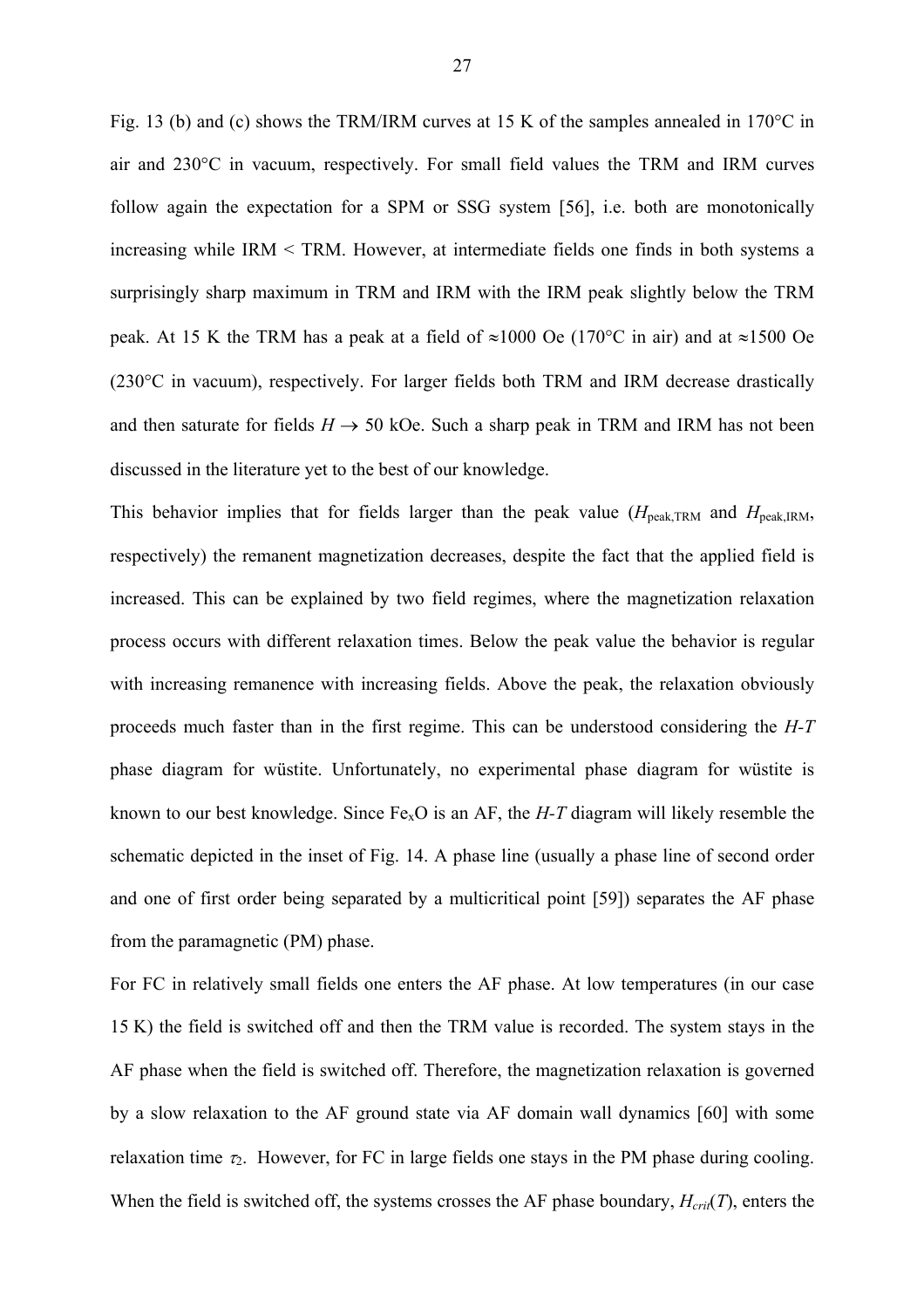Fig. 13 (b) and (c) shows the TRM/IRM curves at 15 K of the samples annealed in 170°C in air and 230°C in vacuum, respectively. For small field values the TRM and IRM curves follow again the expectation for a SPM or SSG system [56], i.e. both are monotonically increasing while IRM < TRM. However, at intermediate fields one finds in both systems a surprisingly sharp maximum in TRM and IRM with the IRM peak slightly below the TRM peak. At 15 K the TRM has a peak at a field of ≈1000 Oe (170°C in air) and at ≈1500 Oe (230°C in vacuum), respectively. For larger fields both TRM and IRM decrease drastically and then saturate for fields $H \rightarrow 50$ kOe. Such a sharp peak in TRM and IRM has not been discussed in the literature yet to the best of our knowledge.

This behavior implies that for fields larger than the peak value ($H_{\text{peak,TRM}}$ and $H_{\text{peak,IRM}}$, respectively) the remanent magnetization decreases, despite the fact that the applied field is increased. This can be explained by two field regimes, where the magnetization relaxation process occurs with different relaxation times. Below the peak value the behavior is regular with increasing remanence with increasing fields. Above the peak, the relaxation obviously proceeds much faster than in the first regime. This can be understood considering the *H-T* phase diagram for wüstite. Unfortunately, no experimental phase diagram for wüstite is known to our best knowledge. Since $Fe_xO$ is an AF, the *H-T* diagram will likely resemble the schematic depicted in the inset of Fig. 14. A phase line (usually a phase line of second order and one of first order being separated by a multicritical point [59]) separates the AF phase from the paramagnetic (PM) phase.

For FC in relatively small fields one enters the AF phase. At low temperatures (in our case 15 K) the field is switched off and then the TRM value is recorded. The system stays in the AF phase when the field is switched off. Therefore, the magnetization relaxation is governed by a slow relaxation to the AF ground state via AF domain wall dynamics [60] with some relaxation time $\tau_2$. However, for FC in large fields one stays in the PM phase during cooling. When the field is switched off, the systems crosses the AF phase boundary, $H_{crit}(T)$, enters the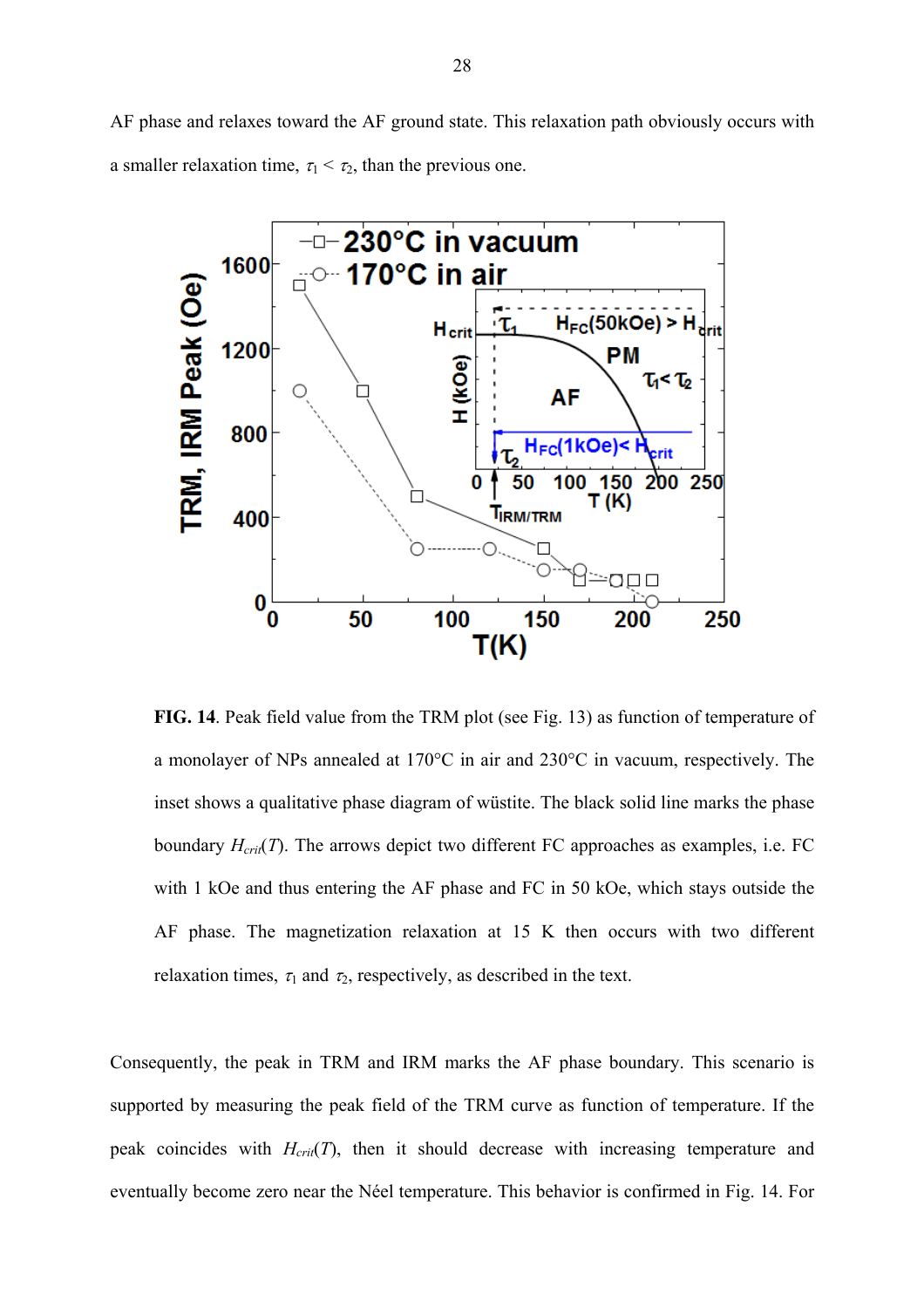AF phase and relaxes toward the AF ground state. This relaxation path obviously occurs with a smaller relaxation time, $\tau_1 < \tau_2$, than the previous one.

**FIG. 14**. Peak field value from the TRM plot (see Fig. 13) as function of temperature of a monolayer of NPs annealed at 170°C in air and 230°C in vacuum, respectively. The inset shows a qualitative phase diagram of wüstite. The black solid line marks the phase boundary $H_{crit}(T)$. The arrows depict two different FC approaches as examples, i.e. FC with 1 kOe and thus entering the AF phase and FC in 50 kOe, which stays outside the AF phase. The magnetization relaxation at 15 K then occurs with two different relaxation times, $\tau_1$ and $\tau_2$, respectively, as described in the text.

Consequently, the peak in TRM and IRM marks the AF phase boundary. This scenario is supported by measuring the peak field of the TRM curve as function of temperature. If the peak coincides with $H_{crit}(T)$, then it should decrease with increasing temperature and eventually become zero near the Néel temperature. This behavior is confirmed in Fig. 14. For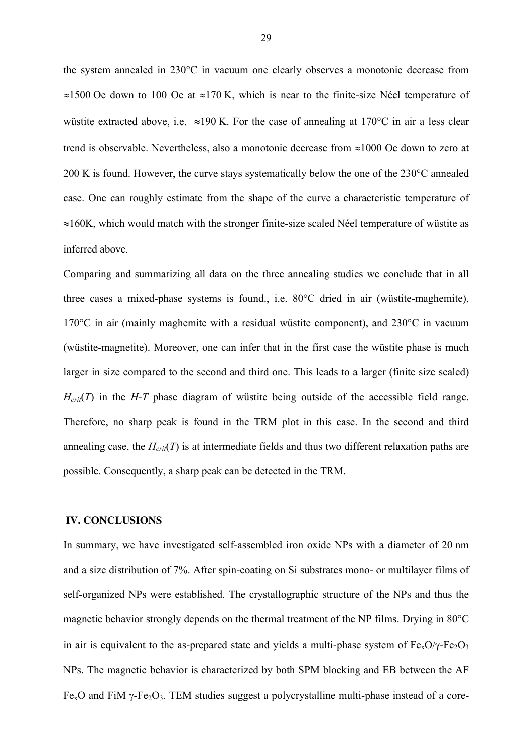the system annealed in 230°C in vacuum one clearly observes a monotonic decrease from ≈1500 Oe down to 100 Oe at ≈170 K, which is near to the finite-size Néel temperature of wüstite extracted above, i.e. ≈190 K. For the case of annealing at 170°C in air a less clear trend is observable. Nevertheless, also a monotonic decrease from ≈1000 Oe down to zero at 200 K is found. However, the curve stays systematically below the one of the 230°C annealed case. One can roughly estimate from the shape of the curve a characteristic temperature of ≈160K, which would match with the stronger finite-size scaled Néel temperature of wüstite as inferred above.

Comparing and summarizing all data on the three annealing studies we conclude that in all three cases a mixed-phase systems is found., i.e. 80°C dried in air (wüstite-maghemite), 170°C in air (mainly maghemite with a residual wüstite component), and 230°C in vacuum (wüstite-magnetite). Moreover, one can infer that in the first case the wüstite phase is much larger in size compared to the second and third one. This leads to a larger (finite size scaled) $H_{crit}(T)$ in the $H$-$T$ phase diagram of wüstite being outside of the accessible field range. Therefore, no sharp peak is found in the TRM plot in this case. In the second and third annealing case, the $H_{crit}(T)$ is at intermediate fields and thus two different relaxation paths are possible. Consequently, a sharp peak can be detected in the TRM.

## IV. CONCLUSIONS

In summary, we have investigated self-assembled iron oxide NPs with a diameter of 20 nm and a size distribution of 7%. After spin-coating on Si substrates mono- or multilayer films of self-organized NPs were established. The crystallographic structure of the NPs and thus the magnetic behavior strongly depends on the thermal treatment of the NP films. Drying in 80°C in air is equivalent to the as-prepared state and yields a multi-phase system of $Fe_xO$/$\gamma$-$Fe_2O_3$ NPs. The magnetic behavior is characterized by both SPM blocking and EB between the AF $Fe_xO$ and FiM $\gamma$-$Fe_2O_3$. TEM studies suggest a polycrystalline multi-phase instead of a core-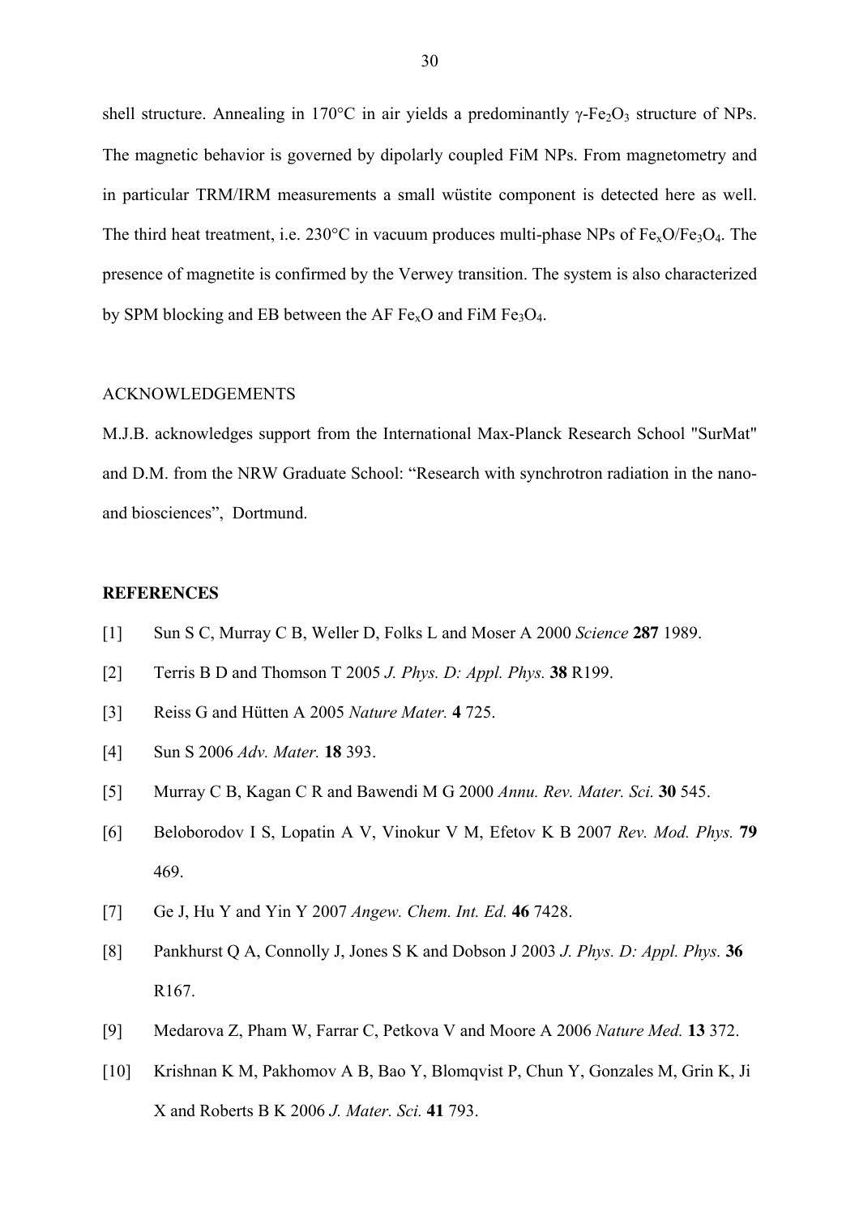shell structure. Annealing in 170°C in air yields a predominantly γ-$Fe_2O_3$ structure of NPs. The magnetic behavior is governed by dipolarly coupled FiM NPs. From magnetometry and in particular TRM/IRM measurements a small wüstite component is detected here as well. The third heat treatment, i.e. 230°C in vacuum produces multi-phase NPs of $Fe_xO$/$Fe_3O_4$. The presence of magnetite is confirmed by the Verwey transition. The system is also characterized by SPM blocking and EB between the AF $Fe_xO$ and FiM $Fe_3O_4$.

## ACKNOWLEDGEMENTS

M.J.B. acknowledges support from the International Max-Planck Research School "SurMat" and D.M. from the NRW Graduate School: "Research with synchrotron radiation in the nano- and biosciences", Dortmund.

## REFERENCES

[1] Sun S C, Murray C B, Weller D, Folks L and Moser A 2000 *Science* **287** 1989.

[2] Terris B D and Thomson T 2005 *J. Phys. D: Appl. Phys.* **38** R199.

[3] Reiss G and Hütten A 2005 *Nature Mater.* **4** 725.

[4] Sun S 2006 *Adv. Mater.* **18** 393.

[5] Murray C B, Kagan C R and Bawendi M G 2000 *Annu. Rev. Mater. Sci.* **30** 545.

[6] Beloborodov I S, Lopatin A V, Vinokur V M, Efetov K B 2007 *Rev. Mod. Phys.* **79** 469.

[7] Ge J, Hu Y and Yin Y 2007 *Angew. Chem. Int. Ed.* **46** 7428.

[8] Pankhurst Q A, Connolly J, Jones S K and Dobson J 2003 *J. Phys. D: Appl. Phys.* **36** R167.

[9] Medarova Z, Pham W, Farrar C, Petkova V and Moore A 2006 *Nature Med.* **13** 372.

[10] Krishnan K M, Pakhomov A B, Bao Y, Blomqvist P, Chun Y, Gonzales M, Grin K, Ji X and Roberts B K 2006 *J. Mater. Sci.* **41** 793.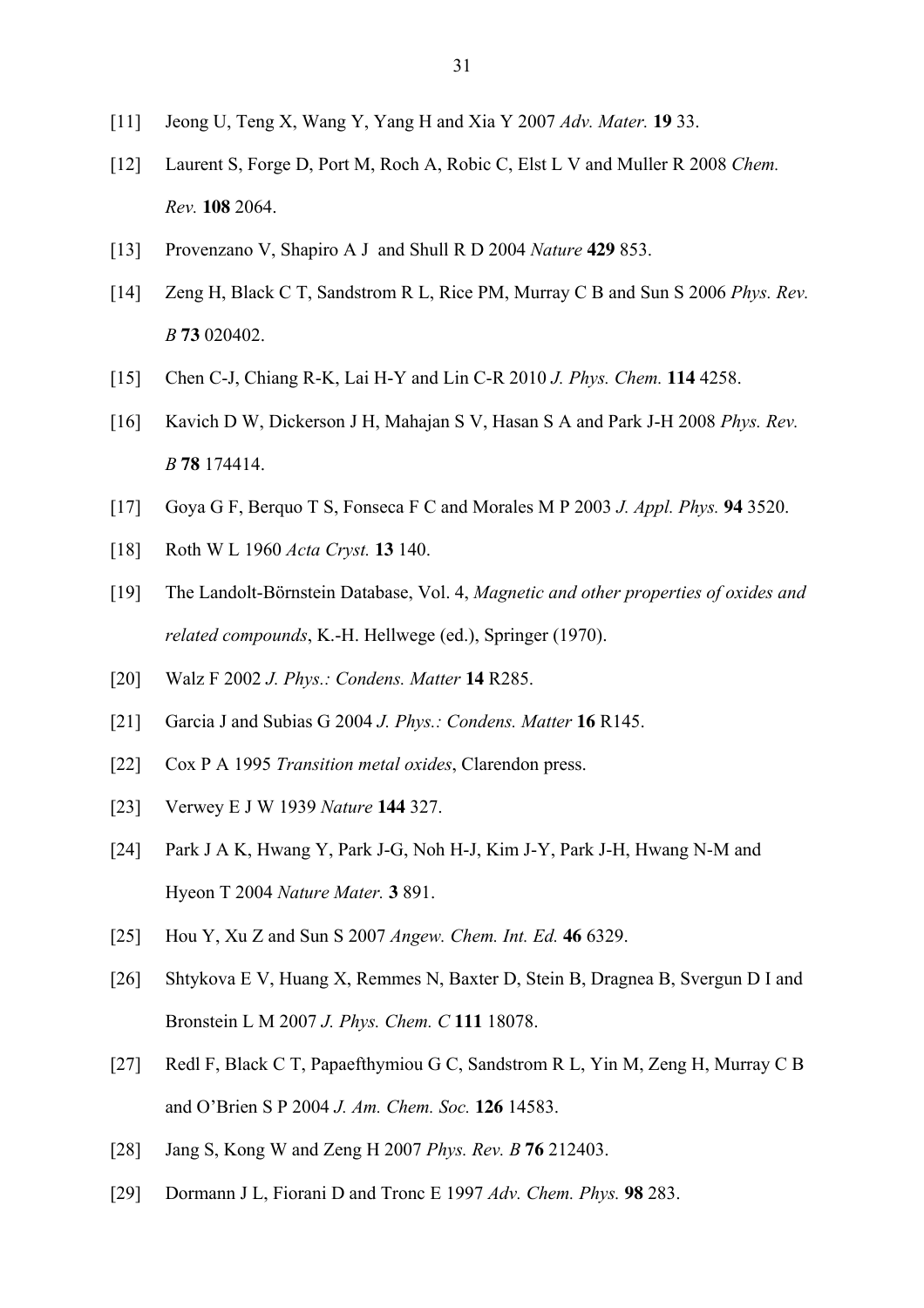[11] Jeong U, Teng X, Wang Y, Yang H and Xia Y 2007 *Adv. Mater.* **19** 33.

[12] Laurent S, Forge D, Port M, Roch A, Robic C, Elst L V and Muller R 2008 *Chem. Rev.* **108** 2064.

[13] Provenzano V, Shapiro A J and Shull R D 2004 *Nature* **429** 853.

[14] Zeng H, Black C T, Sandstrom R L, Rice PM, Murray C B and Sun S 2006 *Phys. Rev. B* **73** 020402.

[15] Chen C-J, Chiang R-K, Lai H-Y and Lin C-R 2010 *J. Phys. Chem.* **114** 4258.

[16] Kavich D W, Dickerson J H, Mahajan S V, Hasan S A and Park J-H 2008 *Phys. Rev. B* **78** 174414.

[17] Goya G F, Berquo T S, Fonseca F C and Morales M P 2003 *J. Appl. Phys.* **94** 3520.

[18] Roth W L 1960 *Acta Cryst.* **13** 140.

[19] The Landolt-Börnstein Database, Vol. 4, *Magnetic and other properties of oxides and related compounds*, K.-H. Hellwege (ed.), Springer (1970).

[20] Walz F 2002 *J. Phys.: Condens. Matter* **14** R285.

[21] Garcia J and Subias G 2004 *J. Phys.: Condens. Matter* **16** R145.

[22] Cox P A 1995 *Transition metal oxides*, Clarendon press.

[23] Verwey E J W 1939 *Nature* **144** 327.

[24] Park J A K, Hwang Y, Park J-G, Noh H-J, Kim J-Y, Park J-H, Hwang N-M and Hyeon T 2004 *Nature Mater.* **3** 891.

[25] Hou Y, Xu Z and Sun S 2007 *Angew. Chem. Int. Ed.* **46** 6329.

[26] Shtykova E V, Huang X, Remmes N, Baxter D, Stein B, Dragnea B, Svergun D I and Bronstein L M 2007 *J. Phys. Chem. C* **111** 18078.

[27] Redl F, Black C T, Papaefthymiou G C, Sandstrom R L, Yin M, Zeng H, Murray C B and O'Brien S P 2004 *J. Am. Chem. Soc.* **126** 14583.

[28] Jang S, Kong W and Zeng H 2007 *Phys. Rev. B* **76** 212403.

[29] Dormann J L, Fiorani D and Tronc E 1997 *Adv. Chem. Phys.* **98** 283.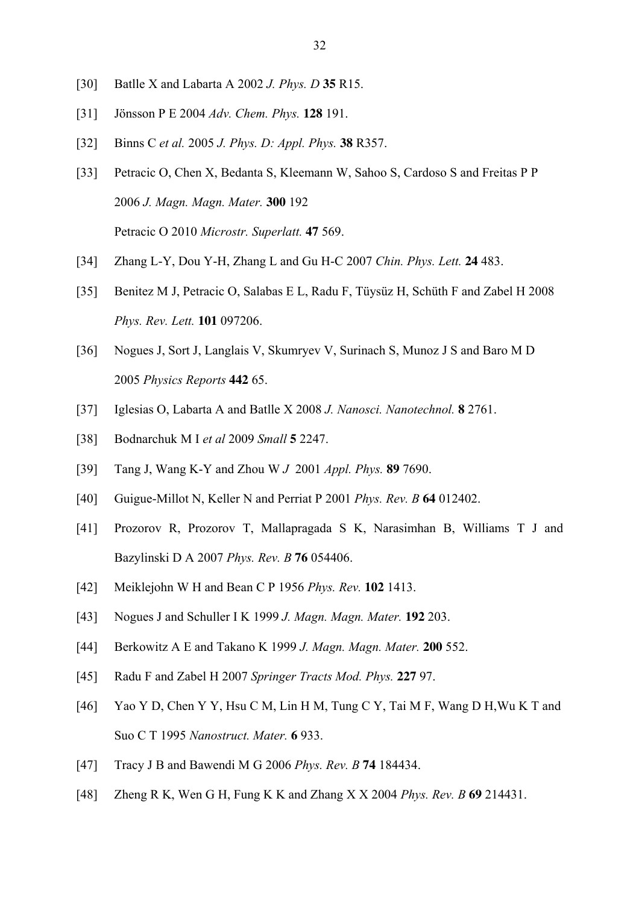[30] Batlle X and Labarta A 2002 *J. Phys. D* **35** R15.

[31] Jönsson P E 2004 *Adv. Chem. Phys.* **128** 191.

[32] Binns C *et al.* 2005 *J. Phys. D: Appl. Phys.* **38** R357.

[33] Petracic O, Chen X, Bedanta S, Kleemann W, Sahoo S, Cardoso S and Freitas P P 2006 *J. Magn. Magn. Mater.* **300** 192
Petracic O 2010 *Microstr. Superlatt.* **47** 569.

[34] Zhang L-Y, Dou Y-H, Zhang L and Gu H-C 2007 *Chin. Phys. Lett.* **24** 483.

[35] Benitez M J, Petracic O, Salabas E L, Radu F, Tüysüz H, Schüth F and Zabel H 2008 *Phys. Rev. Lett.* **101** 097206.

[36] Nogues J, Sort J, Langlais V, Skumryev V, Surinach S, Munoz J S and Baro M D 2005 *Physics Reports* **442** 65.

[37] Iglesias O, Labarta A and Batlle X 2008 *J. Nanosci. Nanotechnol.* **8** 2761.

[38] Bodnarchuk M I *et al* 2009 *Small* **5** 2247.

[39] Tang J, Wang K-Y and Zhou W *J* 2001 *Appl. Phys.* **89** 7690.

[40] Guigue-Millot N, Keller N and Perriat P 2001 *Phys. Rev. B* **64** 012402.

[41] Prozorov R, Prozorov T, Mallapragada S K, Narasimhan B, Williams T J and Bazylinski D A 2007 *Phys. Rev. B* **76** 054406.

[42] Meiklejohn W H and Bean C P 1956 *Phys. Rev.* **102** 1413.

[43] Nogues J and Schuller I K 1999 *J. Magn. Magn. Mater.* **192** 203.

[44] Berkowitz A E and Takano K 1999 *J. Magn. Magn. Mater.* **200** 552.

[45] Radu F and Zabel H 2007 *Springer Tracts Mod. Phys.* **227** 97.

[46] Yao Y D, Chen Y Y, Hsu C M, Lin H M, Tung C Y, Tai M F, Wang D H,Wu K T and Suo C T 1995 *Nanostruct. Mater.* **6** 933.

[47] Tracy J B and Bawendi M G 2006 *Phys. Rev. B* **74** 184434.

[48] Zheng R K, Wen G H, Fung K K and Zhang X X 2004 *Phys. Rev. B* **69** 214431.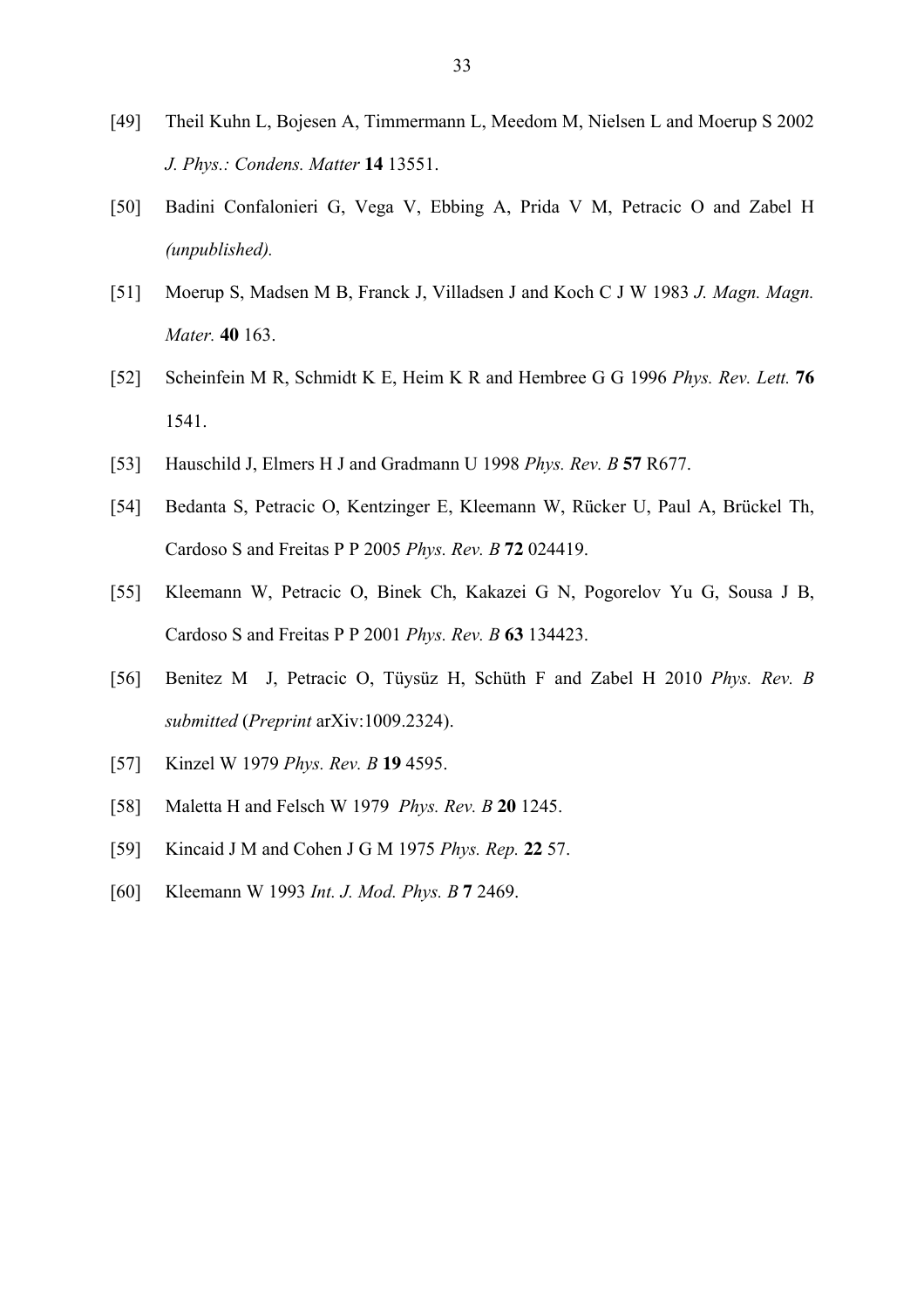[49] Theil Kuhn L, Bojesen A, Timmermann L, Meedom M, Nielsen L and Moerup S 2002 *J. Phys.: Condens. Matter* **14** 13551.

[50] Badini Confalonieri G, Vega V, Ebbing A, Prida V M, Petracic O and Zabel H *(unpublished).*

[51] Moerup S, Madsen M B, Franck J, Villadsen J and Koch C J W 1983 *J. Magn. Magn. Mater.* **40** 163.

[52] Scheinfein M R, Schmidt K E, Heim K R and Hembree G G 1996 *Phys. Rev. Lett.* **76** 1541.

[53] Hauschild J, Elmers H J and Gradmann U 1998 *Phys. Rev. B* **57** R677.

[54] Bedanta S, Petracic O, Kentzinger E, Kleemann W, Rücker U, Paul A, Brückel Th, Cardoso S and Freitas P P 2005 *Phys. Rev. B* **72** 024419.

[55] Kleemann W, Petracic O, Binek Ch, Kakazei G N, Pogorelov Yu G, Sousa J B, Cardoso S and Freitas P P 2001 *Phys. Rev. B* **63** 134423.

[56] Benitez M J, Petracic O, Tüysüz H, Schüth F and Zabel H 2010 *Phys. Rev. B submitted* (*Preprint* arXiv:1009.2324).

[57] Kinzel W 1979 *Phys. Rev. B* **19** 4595.

[58] Maletta H and Felsch W 1979 *Phys. Rev. B* **20** 1245.

[59] Kincaid J M and Cohen J G M 1975 *Phys. Rep.* **22** 57.

[60] Kleemann W 1993 *Int. J. Mod. Phys. B* **7** 2469.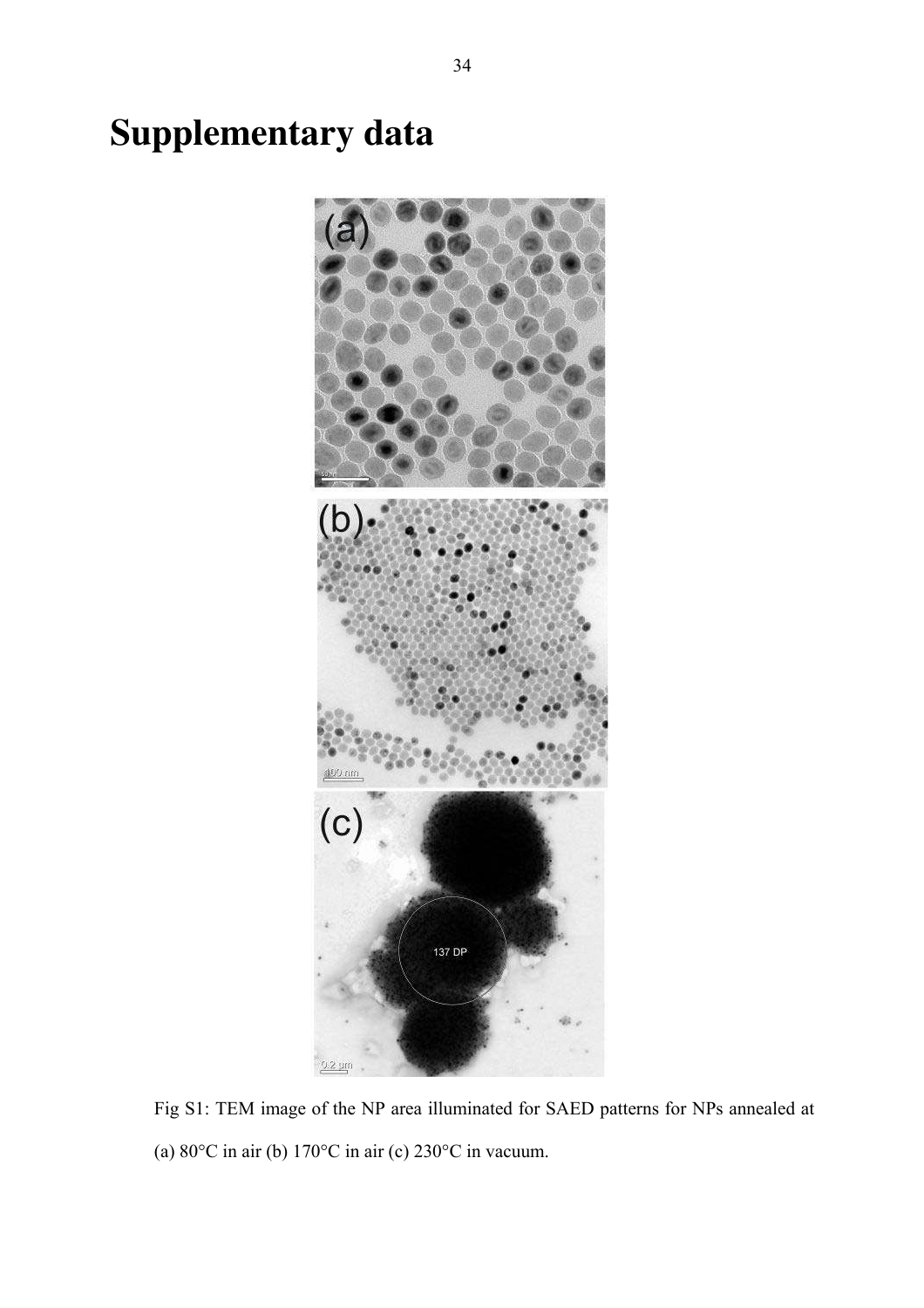# Supplementary data

Fig S1: TEM image of the NP area illuminated for SAED patterns for NPs annealed at (a) 80°C in air (b) 170°C in air (c) 230°C in vacuum.